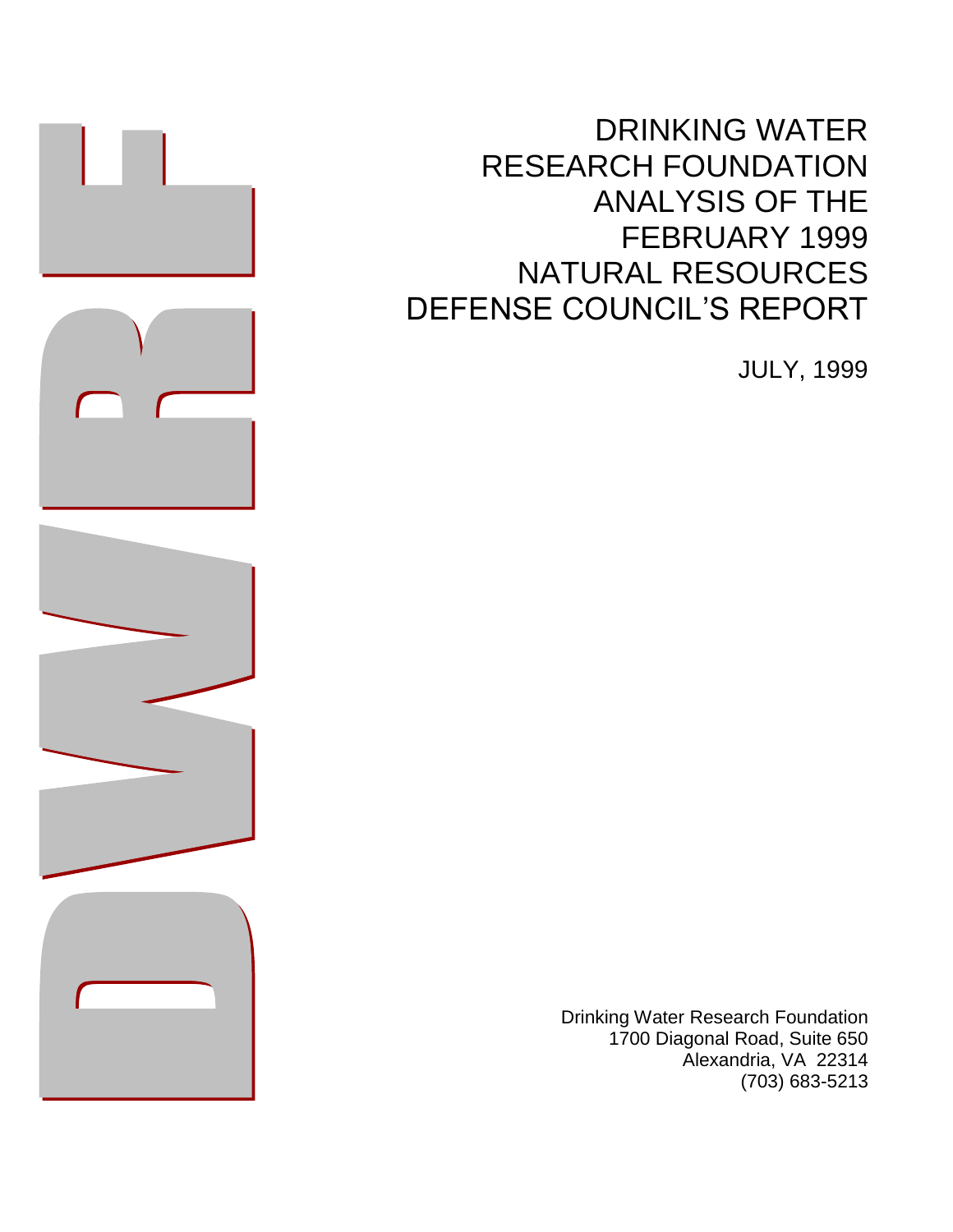# DRINKING WATER RESEARCH FOUNDATION ANALYSIS OF THE FEBRUARY 1999 NATURAL RESOURCES DEFENSE COUNCIL'S REPORT

JULY, 1999

Drinking Water Research Foundation
1700 Diagonal Road, Suite 650
Alexandria, VA 22314
(703) 683-5213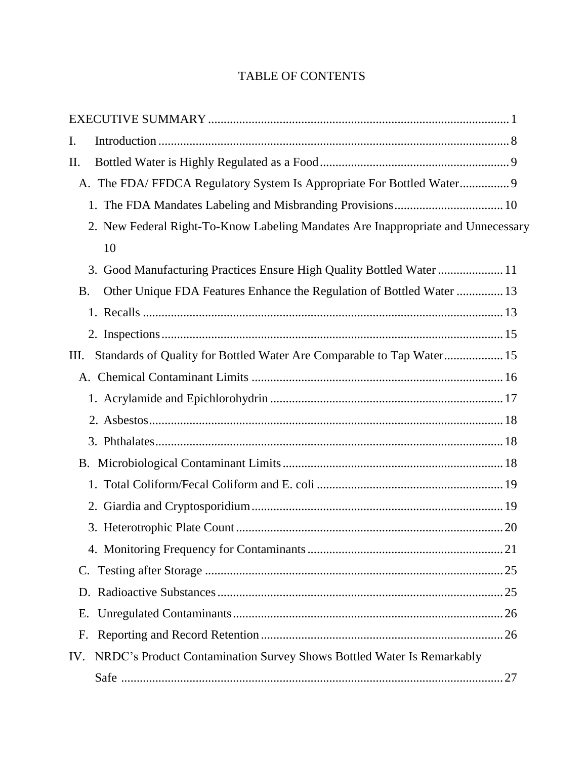# TABLE OF CONTENTS

EXECUTIVE SUMMARY ... 1

I. Introduction ... 8

II. Bottled Water is Highly Regulated as a Food ... 9

- A. The FDA/ FFDCA Regulatory System Is Appropriate For Bottled Water ... 9
  - 1. The FDA Mandates Labeling and Misbranding Provisions ... 10
  - 2. New Federal Right-To-Know Labeling Mandates Are Inappropriate and Unnecessary ... 10
  - 3. Good Manufacturing Practices Ensure High Quality Bottled Water ... 11
- B. Other Unique FDA Features Enhance the Regulation of Bottled Water ... 13
  - 1. Recalls ... 13
  - 2. Inspections ... 15

III. Standards of Quality for Bottled Water Are Comparable to Tap Water ... 15

- A. Chemical Contaminant Limits ... 16
  - 1. Acrylamide and Epichlorohydrin ... 17
  - 2. Asbestos ... 18
  - 3. Phthalates ... 18
- B. Microbiological Contaminant Limits ... 18
  - 1. Total Coliform/Fecal Coliform and E. coli ... 19
  - 2. Giardia and Cryptosporidium ... 19
  - 3. Heterotrophic Plate Count ... 20
  - 4. Monitoring Frequency for Contaminants ... 21
- C. Testing after Storage ... 25
- D. Radioactive Substances ... 25
- E. Unregulated Contaminants ... 26
- F. Reporting and Record Retention ... 26

IV. NRDC's Product Contamination Survey Shows Bottled Water Is Remarkably Safe ... 27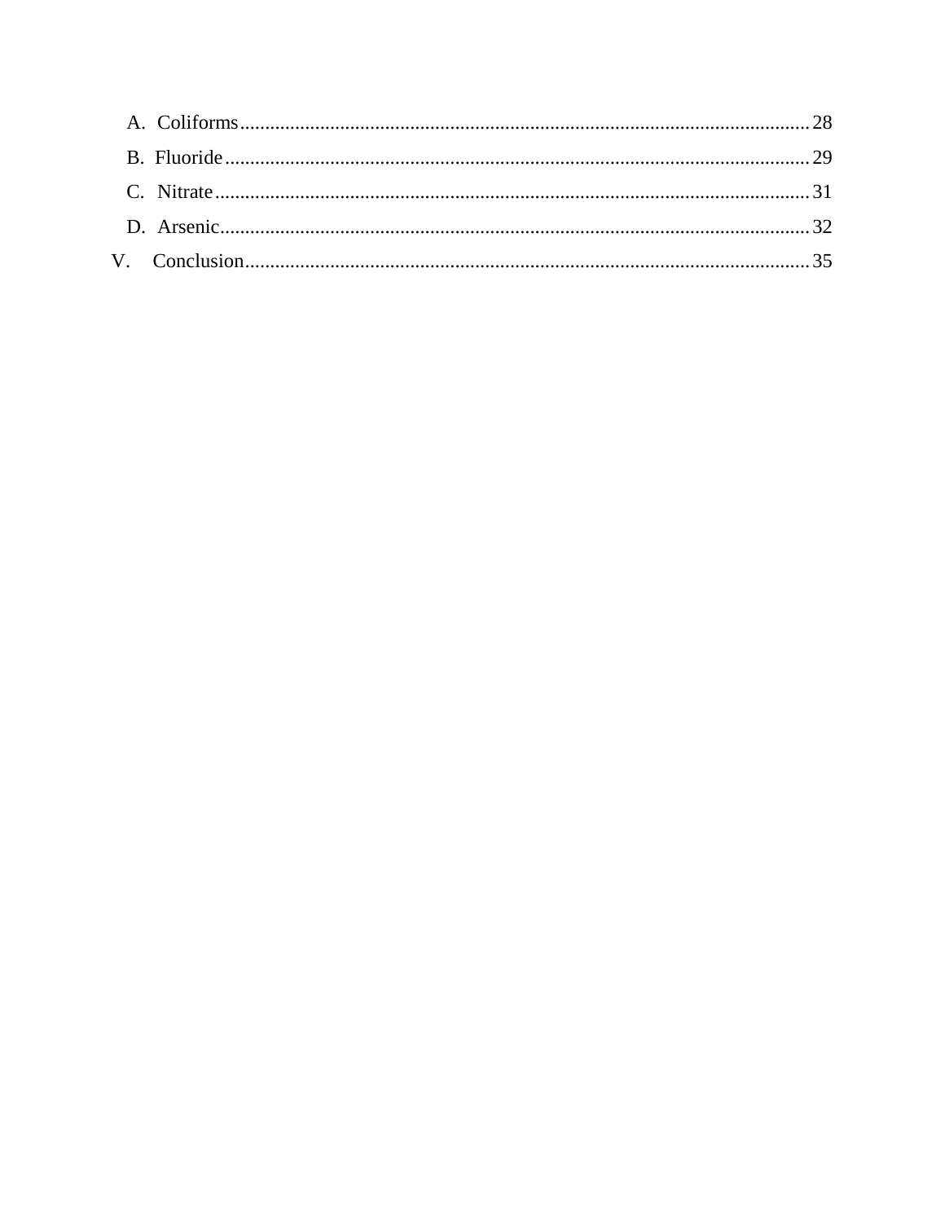A. Coliforms ........................................................................................................ 28

B. Fluoride ........................................................................................................... 29

C. Nitrate ............................................................................................................. 31

D. Arsenic ............................................................................................................ 32

V. Conclusion ............................................................................................................ 35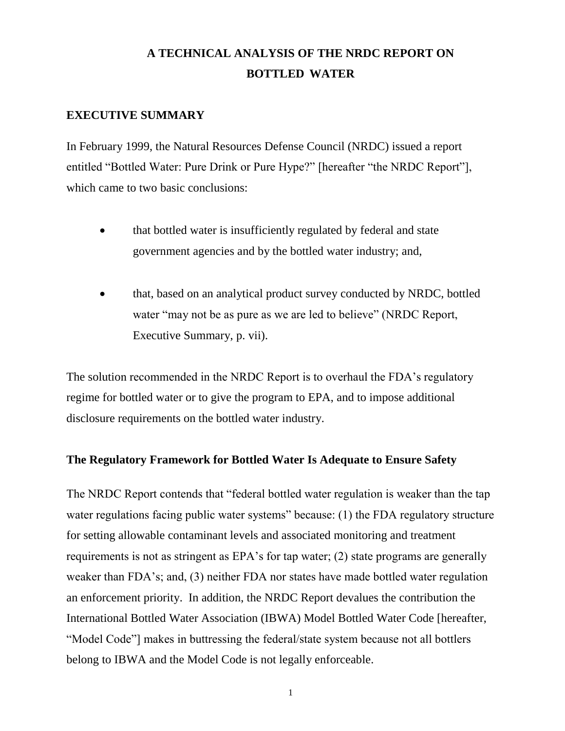# A TECHNICAL ANALYSIS OF THE NRDC REPORT ON BOTTLED WATER

## EXECUTIVE SUMMARY

In February 1999, the Natural Resources Defense Council (NRDC) issued a report entitled "Bottled Water: Pure Drink or Pure Hype?" [hereafter "the NRDC Report"], which came to two basic conclusions:

- that bottled water is insufficiently regulated by federal and state government agencies and by the bottled water industry; and,
- that, based on an analytical product survey conducted by NRDC, bottled water "may not be as pure as we are led to believe" (NRDC Report, Executive Summary, p. vii).

The solution recommended in the NRDC Report is to overhaul the FDA's regulatory regime for bottled water or to give the program to EPA, and to impose additional disclosure requirements on the bottled water industry.

### The Regulatory Framework for Bottled Water Is Adequate to Ensure Safety

The NRDC Report contends that "federal bottled water regulation is weaker than the tap water regulations facing public water systems" because: (1) the FDA regulatory structure for setting allowable contaminant levels and associated monitoring and treatment requirements is not as stringent as EPA's for tap water; (2) state programs are generally weaker than FDA's; and, (3) neither FDA nor states have made bottled water regulation an enforcement priority. In addition, the NRDC Report devalues the contribution the International Bottled Water Association (IBWA) Model Bottled Water Code [hereafter, "Model Code"] makes in buttressing the federal/state system because not all bottlers belong to IBWA and the Model Code is not legally enforceable.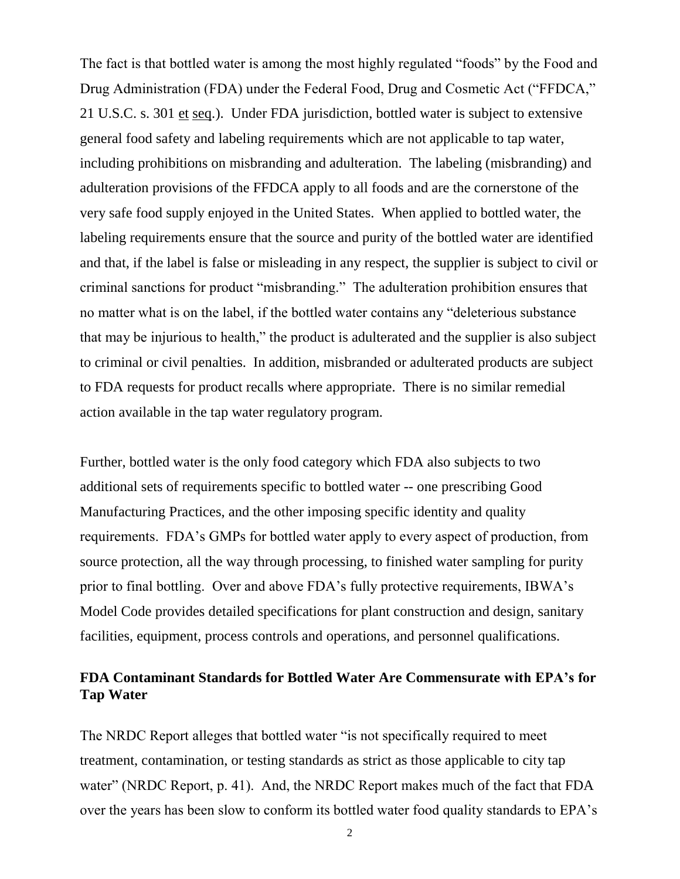The fact is that bottled water is among the most highly regulated "foods" by the Food and Drug Administration (FDA) under the Federal Food, Drug and Cosmetic Act ("FFDCA," 21 U.S.C. s. 301 et seq.). Under FDA jurisdiction, bottled water is subject to extensive general food safety and labeling requirements which are not applicable to tap water, including prohibitions on misbranding and adulteration. The labeling (misbranding) and adulteration provisions of the FFDCA apply to all foods and are the cornerstone of the very safe food supply enjoyed in the United States. When applied to bottled water, the labeling requirements ensure that the source and purity of the bottled water are identified and that, if the label is false or misleading in any respect, the supplier is subject to civil or criminal sanctions for product "misbranding." The adulteration prohibition ensures that no matter what is on the label, if the bottled water contains any "deleterious substance that may be injurious to health," the product is adulterated and the supplier is also subject to criminal or civil penalties. In addition, misbranded or adulterated products are subject to FDA requests for product recalls where appropriate. There is no similar remedial action available in the tap water regulatory program.

Further, bottled water is the only food category which FDA also subjects to two additional sets of requirements specific to bottled water -- one prescribing Good Manufacturing Practices, and the other imposing specific identity and quality requirements. FDA's GMPs for bottled water apply to every aspect of production, from source protection, all the way through processing, to finished water sampling for purity prior to final bottling. Over and above FDA's fully protective requirements, IBWA's Model Code provides detailed specifications for plant construction and design, sanitary facilities, equipment, process controls and operations, and personnel qualifications.

**FDA Contaminant Standards for Bottled Water Are Commensurate with EPA's for Tap Water**

The NRDC Report alleges that bottled water "is not specifically required to meet treatment, contamination, or testing standards as strict as those applicable to city tap water" (NRDC Report, p. 41). And, the NRDC Report makes much of the fact that FDA over the years has been slow to conform its bottled water food quality standards to EPA's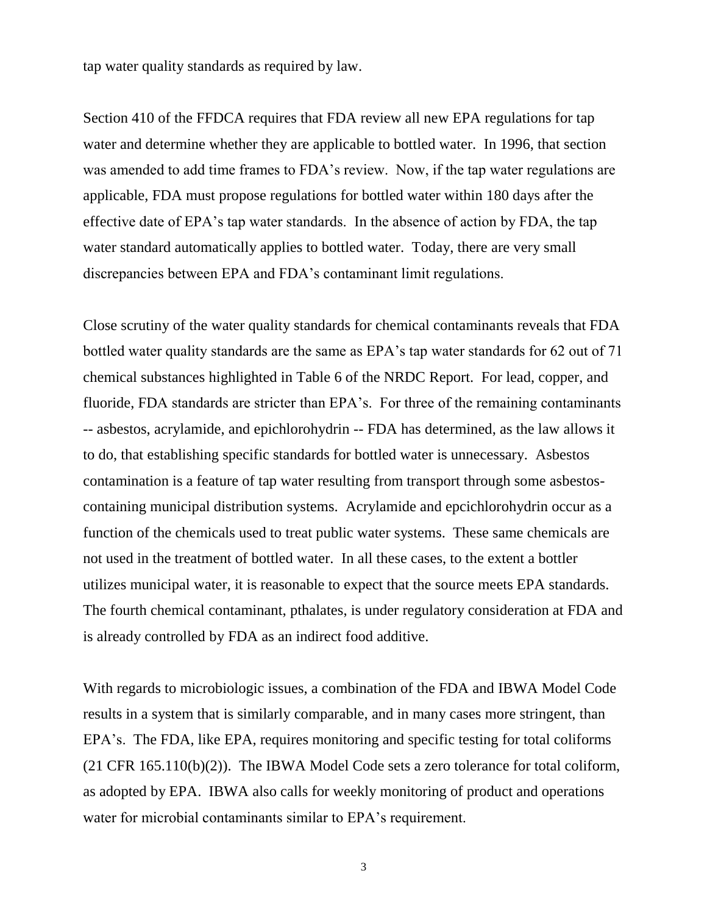tap water quality standards as required by law.

Section 410 of the FFDCA requires that FDA review all new EPA regulations for tap water and determine whether they are applicable to bottled water. In 1996, that section was amended to add time frames to FDA's review. Now, if the tap water regulations are applicable, FDA must propose regulations for bottled water within 180 days after the effective date of EPA's tap water standards. In the absence of action by FDA, the tap water standard automatically applies to bottled water. Today, there are very small discrepancies between EPA and FDA's contaminant limit regulations.

Close scrutiny of the water quality standards for chemical contaminants reveals that FDA bottled water quality standards are the same as EPA's tap water standards for 62 out of 71 chemical substances highlighted in Table 6 of the NRDC Report. For lead, copper, and fluoride, FDA standards are stricter than EPA's. For three of the remaining contaminants -- asbestos, acrylamide, and epichlorohydrin -- FDA has determined, as the law allows it to do, that establishing specific standards for bottled water is unnecessary. Asbestos contamination is a feature of tap water resulting from transport through some asbestos-containing municipal distribution systems. Acrylamide and epcichlorohydrin occur as a function of the chemicals used to treat public water systems. These same chemicals are not used in the treatment of bottled water. In all these cases, to the extent a bottler utilizes municipal water, it is reasonable to expect that the source meets EPA standards. The fourth chemical contaminant, pthalates, is under regulatory consideration at FDA and is already controlled by FDA as an indirect food additive.

With regards to microbiologic issues, a combination of the FDA and IBWA Model Code results in a system that is similarly comparable, and in many cases more stringent, than EPA's. The FDA, like EPA, requires monitoring and specific testing for total coliforms (21 CFR 165.110(b)(2)). The IBWA Model Code sets a zero tolerance for total coliform, as adopted by EPA. IBWA also calls for weekly monitoring of product and operations water for microbial contaminants similar to EPA's requirement.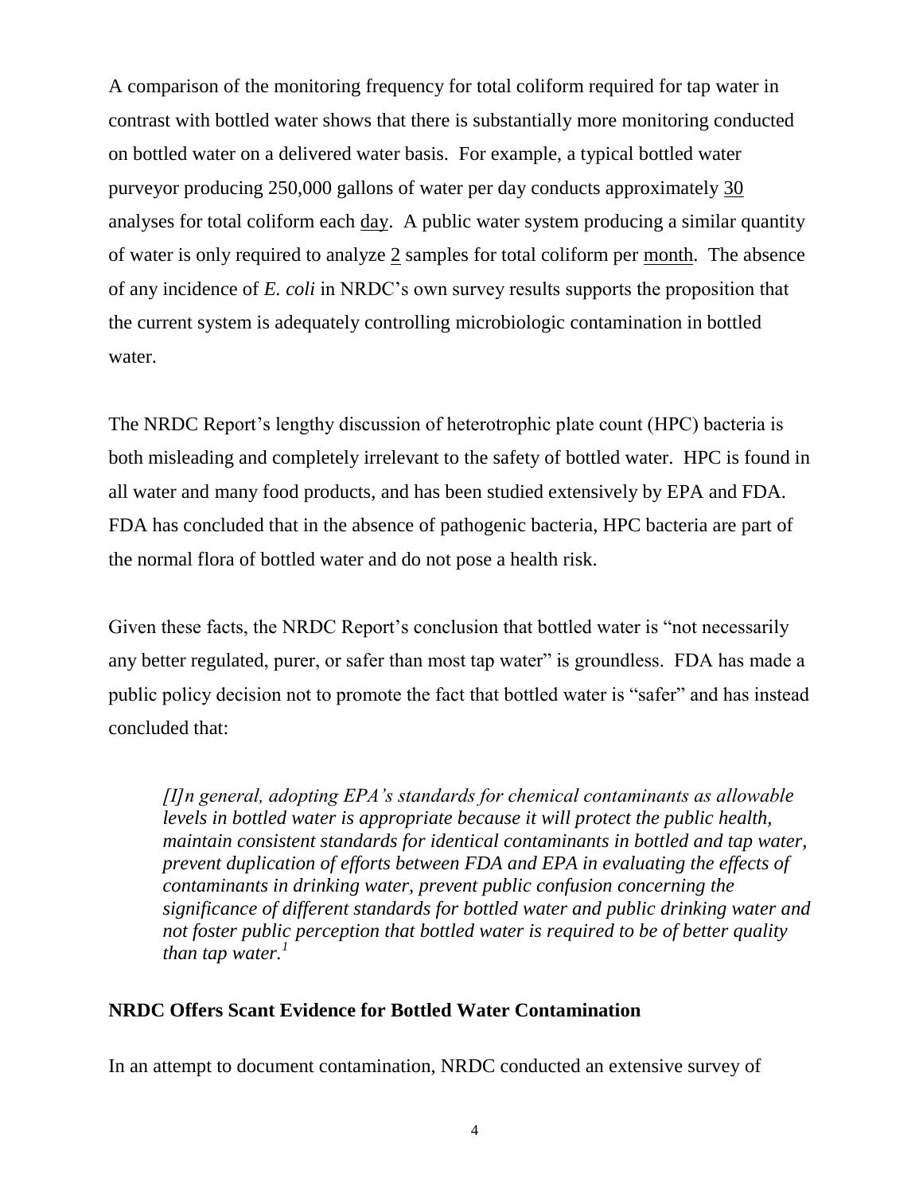A comparison of the monitoring frequency for total coliform required for tap water in contrast with bottled water shows that there is substantially more monitoring conducted on bottled water on a delivered water basis. For example, a typical bottled water purveyor producing 250,000 gallons of water per day conducts approximately 30 analyses for total coliform each day. A public water system producing a similar quantity of water is only required to analyze 2 samples for total coliform per month. The absence of any incidence of *E. coli* in NRDC's own survey results supports the proposition that the current system is adequately controlling microbiologic contamination in bottled water.

The NRDC Report's lengthy discussion of heterotrophic plate count (HPC) bacteria is both misleading and completely irrelevant to the safety of bottled water. HPC is found in all water and many food products, and has been studied extensively by EPA and FDA. FDA has concluded that in the absence of pathogenic bacteria, HPC bacteria are part of the normal flora of bottled water and do not pose a health risk.

Given these facts, the NRDC Report's conclusion that bottled water is "not necessarily any better regulated, purer, or safer than most tap water" is groundless. FDA has made a public policy decision not to promote the fact that bottled water is "safer" and has instead concluded that:

> *[I]n general, adopting EPA's standards for chemical contaminants as allowable levels in bottled water is appropriate because it will protect the public health, maintain consistent standards for identical contaminants in bottled and tap water, prevent duplication of efforts between FDA and EPA in evaluating the effects of contaminants in drinking water, prevent public confusion concerning the significance of different standards for bottled water and public drinking water and not foster public perception that bottled water is required to be of better quality than tap water.*[1]

**NRDC Offers Scant Evidence for Bottled Water Contamination**

In an attempt to document contamination, NRDC conducted an extensive survey of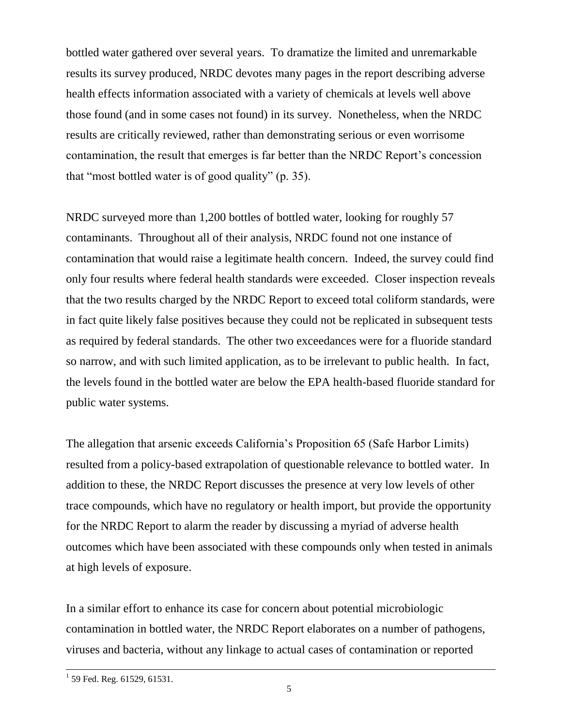bottled water gathered over several years. To dramatize the limited and unremarkable results its survey produced, NRDC devotes many pages in the report describing adverse health effects information associated with a variety of chemicals at levels well above those found (and in some cases not found) in its survey. Nonetheless, when the NRDC results are critically reviewed, rather than demonstrating serious or even worrisome contamination, the result that emerges is far better than the NRDC Report's concession that "most bottled water is of good quality" (p. 35).

NRDC surveyed more than 1,200 bottles of bottled water, looking for roughly 57 contaminants. Throughout all of their analysis, NRDC found not one instance of contamination that would raise a legitimate health concern. Indeed, the survey could find only four results where federal health standards were exceeded. Closer inspection reveals that the two results charged by the NRDC Report to exceed total coliform standards, were in fact quite likely false positives because they could not be replicated in subsequent tests as required by federal standards. The other two exceedances were for a fluoride standard so narrow, and with such limited application, as to be irrelevant to public health. In fact, the levels found in the bottled water are below the EPA health-based fluoride standard for public water systems.

The allegation that arsenic exceeds California's Proposition 65 (Safe Harbor Limits) resulted from a policy-based extrapolation of questionable relevance to bottled water. In addition to these, the NRDC Report discusses the presence at very low levels of other trace compounds, which have no regulatory or health import, but provide the opportunity for the NRDC Report to alarm the reader by discussing a myriad of adverse health outcomes which have been associated with these compounds only when tested in animals at high levels of exposure.

In a similar effort to enhance its case for concern about potential microbiologic contamination in bottled water, the NRDC Report elaborates on a number of pathogens, viruses and bacteria, without any linkage to actual cases of contamination or reported

[1] 59 Fed. Reg. 61529, 61531.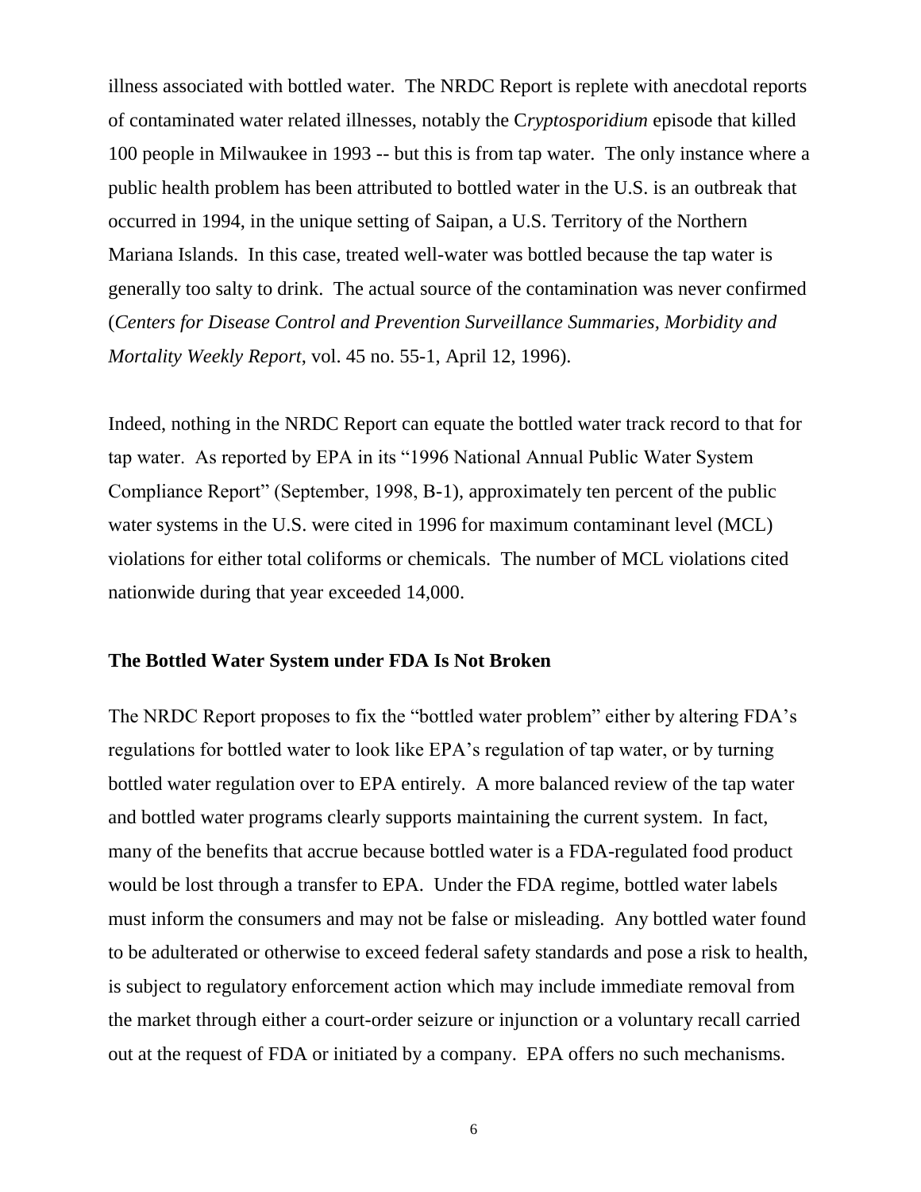illness associated with bottled water. The NRDC Report is replete with anecdotal reports of contaminated water related illnesses, notably the C*ryptosporidium* episode that killed 100 people in Milwaukee in 1993 -- but this is from tap water. The only instance where a public health problem has been attributed to bottled water in the U.S. is an outbreak that occurred in 1994, in the unique setting of Saipan, a U.S. Territory of the Northern Mariana Islands. In this case, treated well-water was bottled because the tap water is generally too salty to drink. The actual source of the contamination was never confirmed (*Centers for Disease Control and Prevention Surveillance Summaries, Morbidity and Mortality Weekly Report*, vol. 45 no. 55-1, April 12, 1996).

Indeed, nothing in the NRDC Report can equate the bottled water track record to that for tap water. As reported by EPA in its "1996 National Annual Public Water System Compliance Report" (September, 1998, B-1), approximately ten percent of the public water systems in the U.S. were cited in 1996 for maximum contaminant level (MCL) violations for either total coliforms or chemicals. The number of MCL violations cited nationwide during that year exceeded 14,000.

### The Bottled Water System under FDA Is Not Broken

The NRDC Report proposes to fix the "bottled water problem" either by altering FDA's regulations for bottled water to look like EPA's regulation of tap water, or by turning bottled water regulation over to EPA entirely. A more balanced review of the tap water and bottled water programs clearly supports maintaining the current system. In fact, many of the benefits that accrue because bottled water is a FDA-regulated food product would be lost through a transfer to EPA. Under the FDA regime, bottled water labels must inform the consumers and may not be false or misleading. Any bottled water found to be adulterated or otherwise to exceed federal safety standards and pose a risk to health, is subject to regulatory enforcement action which may include immediate removal from the market through either a court-order seizure or injunction or a voluntary recall carried out at the request of FDA or initiated by a company. EPA offers no such mechanisms.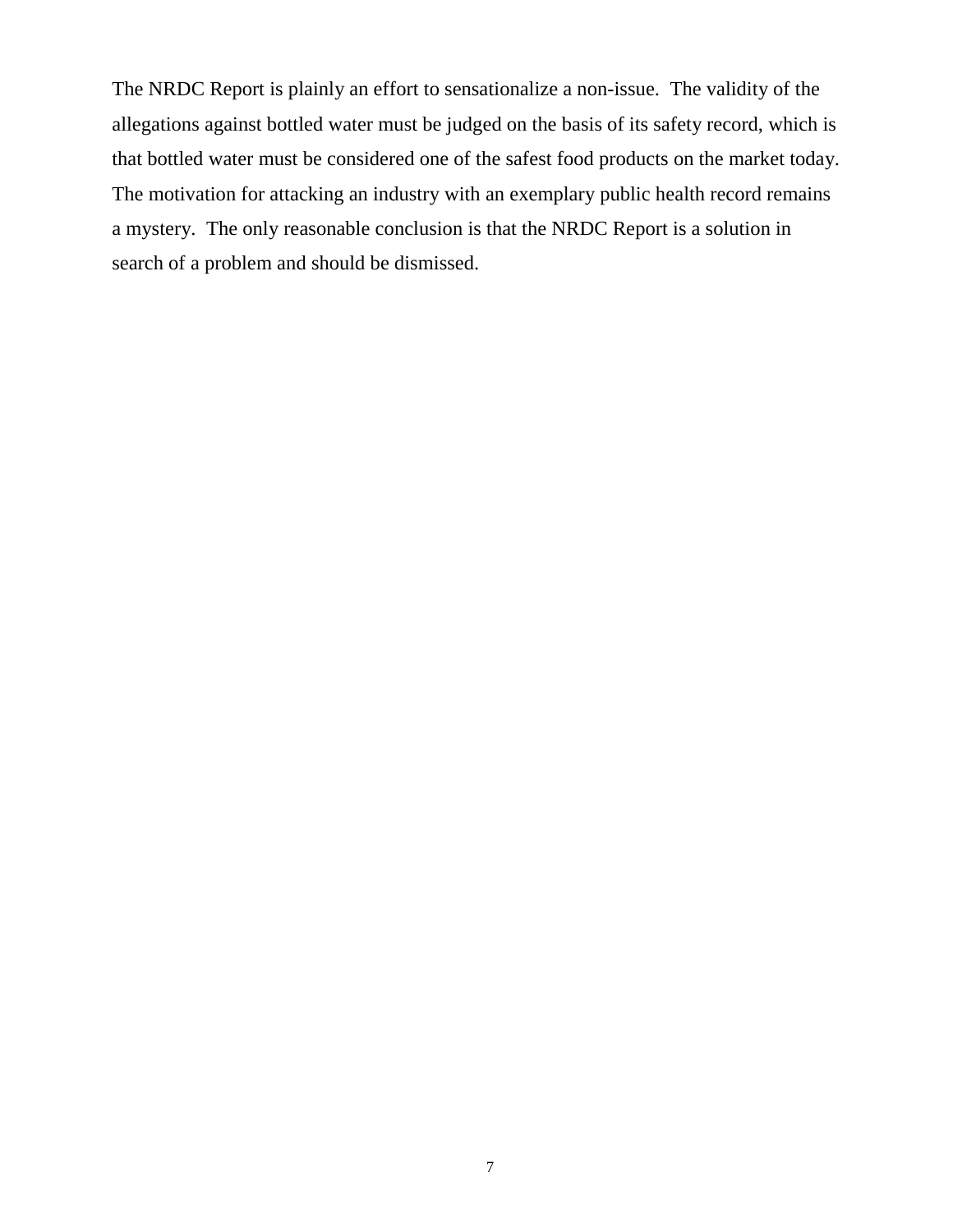The NRDC Report is plainly an effort to sensationalize a non-issue. The validity of the allegations against bottled water must be judged on the basis of its safety record, which is that bottled water must be considered one of the safest food products on the market today. The motivation for attacking an industry with an exemplary public health record remains a mystery. The only reasonable conclusion is that the NRDC Report is a solution in search of a problem and should be dismissed.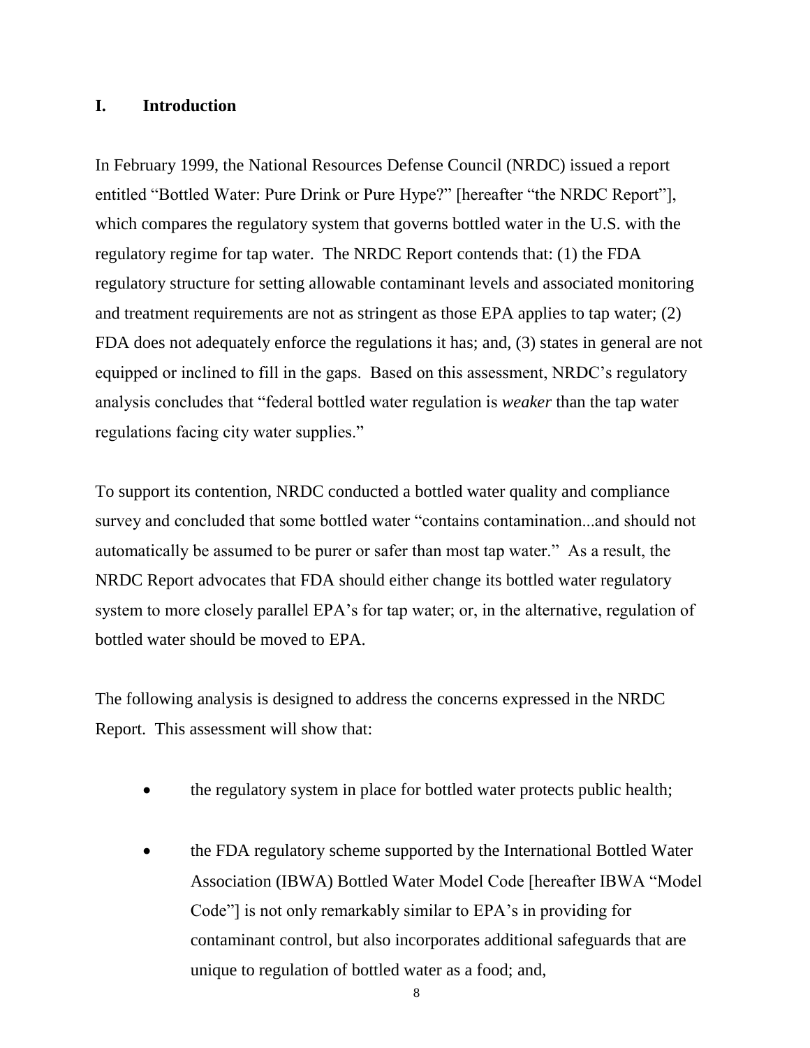## I. Introduction

In February 1999, the National Resources Defense Council (NRDC) issued a report entitled "Bottled Water: Pure Drink or Pure Hype?" [hereafter "the NRDC Report"], which compares the regulatory system that governs bottled water in the U.S. with the regulatory regime for tap water. The NRDC Report contends that: (1) the FDA regulatory structure for setting allowable contaminant levels and associated monitoring and treatment requirements are not as stringent as those EPA applies to tap water; (2) FDA does not adequately enforce the regulations it has; and, (3) states in general are not equipped or inclined to fill in the gaps. Based on this assessment, NRDC's regulatory analysis concludes that "federal bottled water regulation is *weaker* than the tap water regulations facing city water supplies."

To support its contention, NRDC conducted a bottled water quality and compliance survey and concluded that some bottled water "contains contamination...and should not automatically be assumed to be purer or safer than most tap water." As a result, the NRDC Report advocates that FDA should either change its bottled water regulatory system to more closely parallel EPA's for tap water; or, in the alternative, regulation of bottled water should be moved to EPA.

The following analysis is designed to address the concerns expressed in the NRDC Report. This assessment will show that:

- the regulatory system in place for bottled water protects public health;
- the FDA regulatory scheme supported by the International Bottled Water Association (IBWA) Bottled Water Model Code [hereafter IBWA "Model Code"] is not only remarkably similar to EPA's in providing for contaminant control, but also incorporates additional safeguards that are unique to regulation of bottled water as a food; and,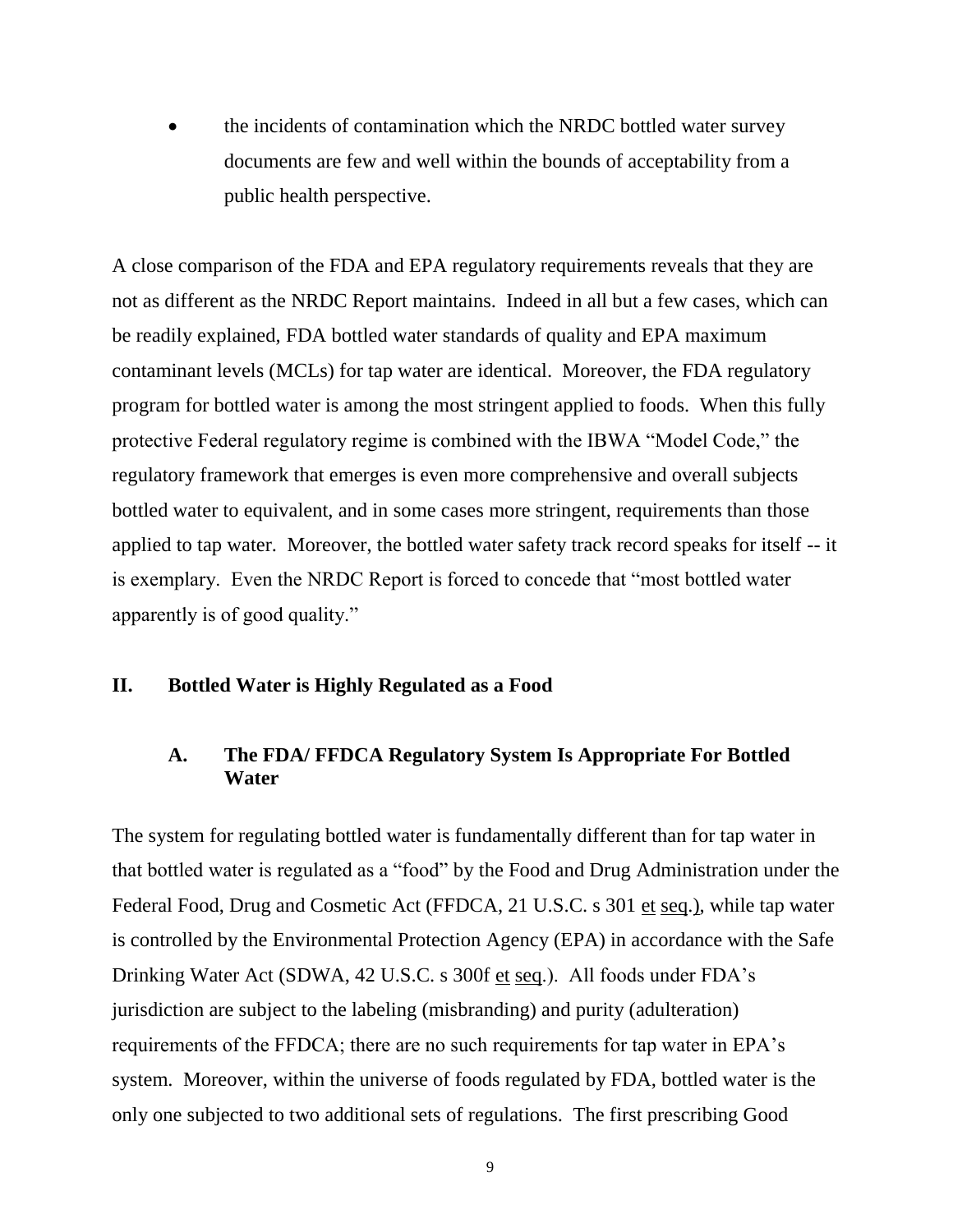- the incidents of contamination which the NRDC bottled water survey documents are few and well within the bounds of acceptability from a public health perspective.

A close comparison of the FDA and EPA regulatory requirements reveals that they are not as different as the NRDC Report maintains. Indeed in all but a few cases, which can be readily explained, FDA bottled water standards of quality and EPA maximum contaminant levels (MCLs) for tap water are identical. Moreover, the FDA regulatory program for bottled water is among the most stringent applied to foods. When this fully protective Federal regulatory regime is combined with the IBWA "Model Code," the regulatory framework that emerges is even more comprehensive and overall subjects bottled water to equivalent, and in some cases more stringent, requirements than those applied to tap water. Moreover, the bottled water safety track record speaks for itself -- it is exemplary. Even the NRDC Report is forced to concede that "most bottled water apparently is of good quality."

## II. Bottled Water is Highly Regulated as a Food

### A. The FDA/ FFDCA Regulatory System Is Appropriate For Bottled Water

The system for regulating bottled water is fundamentally different than for tap water in that bottled water is regulated as a "food" by the Food and Drug Administration under the Federal Food, Drug and Cosmetic Act (FFDCA, 21 U.S.C. s 301 et seq.), while tap water is controlled by the Environmental Protection Agency (EPA) in accordance with the Safe Drinking Water Act (SDWA, 42 U.S.C. s 300f et seq.). All foods under FDA's jurisdiction are subject to the labeling (misbranding) and purity (adulteration) requirements of the FFDCA; there are no such requirements for tap water in EPA's system. Moreover, within the universe of foods regulated by FDA, bottled water is the only one subjected to two additional sets of regulations. The first prescribing Good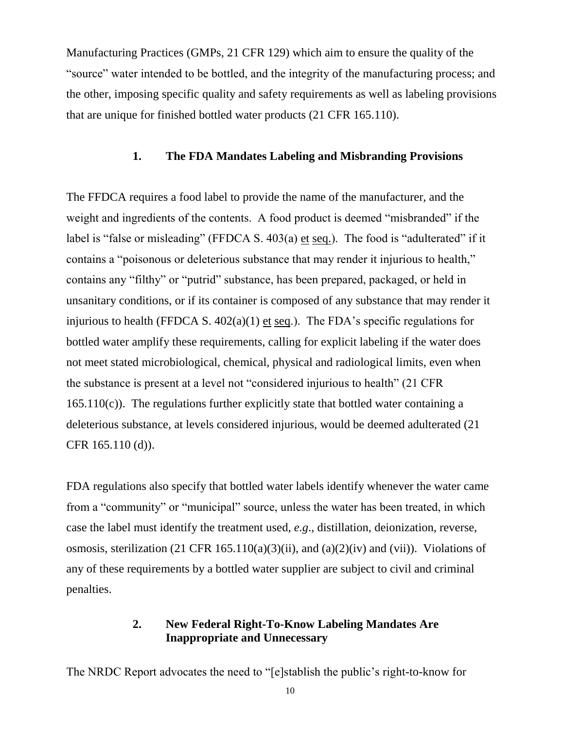Manufacturing Practices (GMPs, 21 CFR 129) which aim to ensure the quality of the "source" water intended to be bottled, and the integrity of the manufacturing process; and the other, imposing specific quality and safety requirements as well as labeling provisions that are unique for finished bottled water products (21 CFR 165.110).

### 1. The FDA Mandates Labeling and Misbranding Provisions

The FFDCA requires a food label to provide the name of the manufacturer, and the weight and ingredients of the contents. A food product is deemed "misbranded" if the label is "false or misleading" (FFDCA S. 403(a) et seq.). The food is "adulterated" if it contains a "poisonous or deleterious substance that may render it injurious to health," contains any "filthy" or "putrid" substance, has been prepared, packaged, or held in unsanitary conditions, or if its container is composed of any substance that may render it injurious to health (FFDCA S. 402(a)(1) et seq.). The FDA's specific regulations for bottled water amplify these requirements, calling for explicit labeling if the water does not meet stated microbiological, chemical, physical and radiological limits, even when the substance is present at a level not "considered injurious to health" (21 CFR 165.110(c)). The regulations further explicitly state that bottled water containing a deleterious substance, at levels considered injurious, would be deemed adulterated (21 CFR 165.110 (d)).

FDA regulations also specify that bottled water labels identify whenever the water came from a "community" or "municipal" source, unless the water has been treated, in which case the label must identify the treatment used, *e.g*., distillation, deionization, reverse, osmosis, sterilization (21 CFR 165.110(a)(3)(ii), and (a)(2)(iv) and (vii)). Violations of any of these requirements by a bottled water supplier are subject to civil and criminal penalties.

### 2. New Federal Right-To-Know Labeling Mandates Are Inappropriate and Unnecessary

The NRDC Report advocates the need to "[e]stablish the public's right-to-know for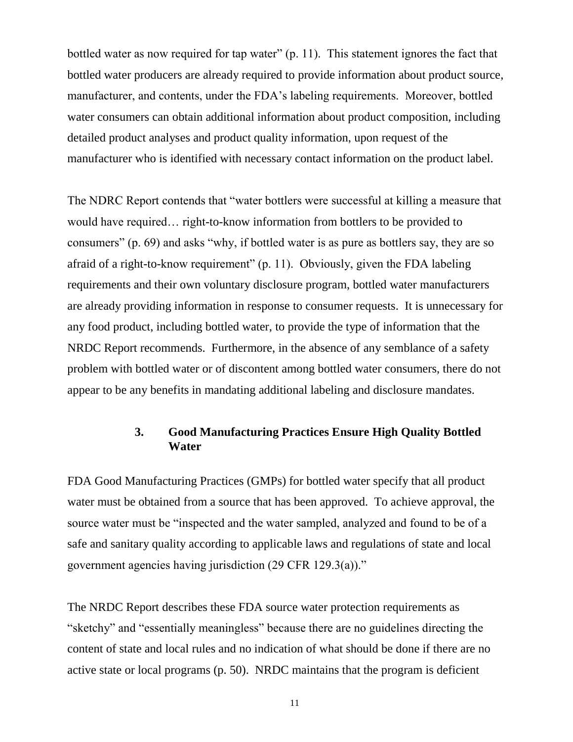bottled water as now required for tap water" (p. 11). This statement ignores the fact that bottled water producers are already required to provide information about product source, manufacturer, and contents, under the FDA's labeling requirements. Moreover, bottled water consumers can obtain additional information about product composition, including detailed product analyses and product quality information, upon request of the manufacturer who is identified with necessary contact information on the product label.

The NDRC Report contends that "water bottlers were successful at killing a measure that would have required… right-to-know information from bottlers to be provided to consumers" (p. 69) and asks "why, if bottled water is as pure as bottlers say, they are so afraid of a right-to-know requirement" (p. 11). Obviously, given the FDA labeling requirements and their own voluntary disclosure program, bottled water manufacturers are already providing information in response to consumer requests. It is unnecessary for any food product, including bottled water, to provide the type of information that the NRDC Report recommends. Furthermore, in the absence of any semblance of a safety problem with bottled water or of discontent among bottled water consumers, there do not appear to be any benefits in mandating additional labeling and disclosure mandates.

### 3. Good Manufacturing Practices Ensure High Quality Bottled Water

FDA Good Manufacturing Practices (GMPs) for bottled water specify that all product water must be obtained from a source that has been approved. To achieve approval, the source water must be "inspected and the water sampled, analyzed and found to be of a safe and sanitary quality according to applicable laws and regulations of state and local government agencies having jurisdiction (29 CFR 129.3(a))."

The NRDC Report describes these FDA source water protection requirements as "sketchy" and "essentially meaningless" because there are no guidelines directing the content of state and local rules and no indication of what should be done if there are no active state or local programs (p. 50). NRDC maintains that the program is deficient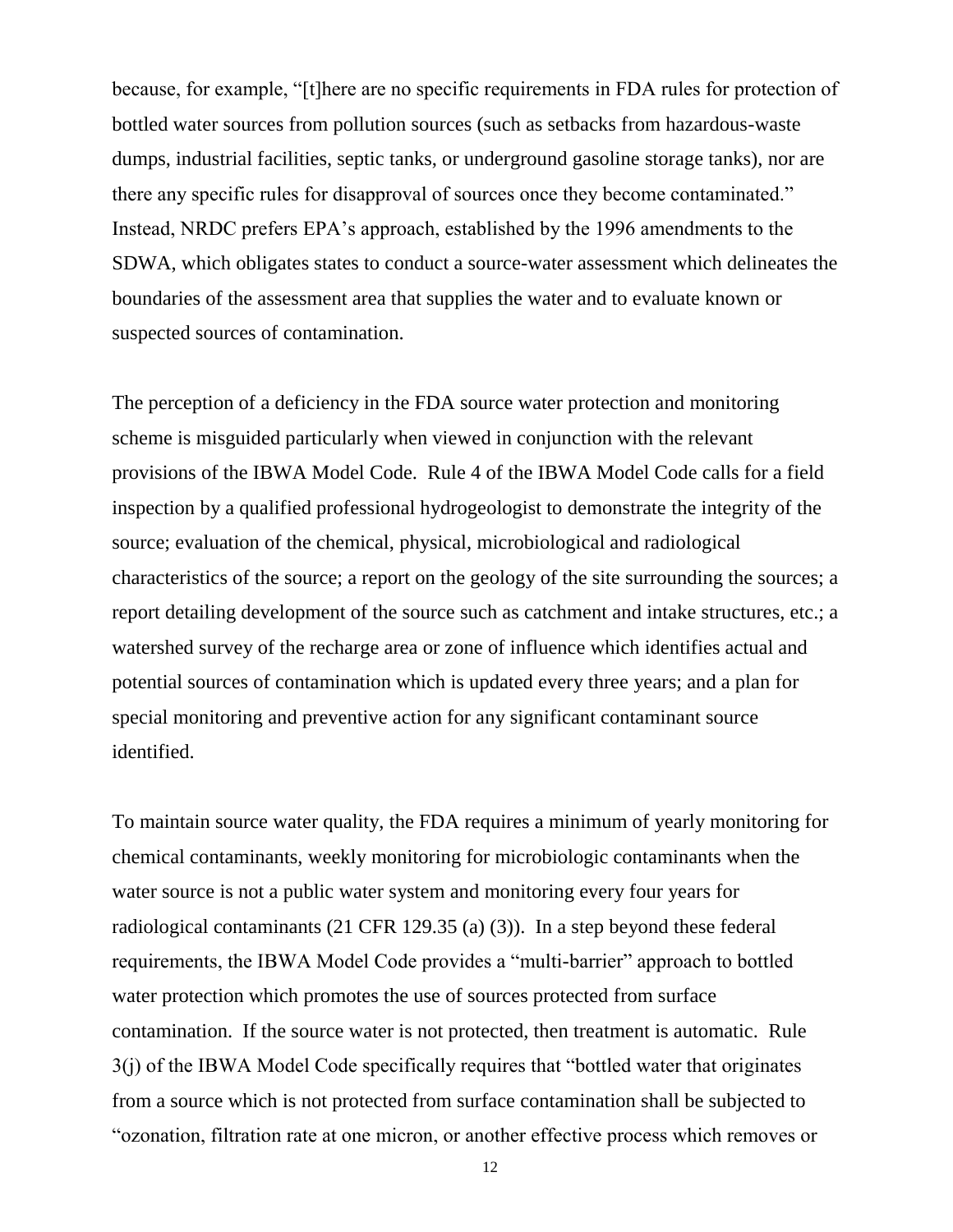because, for example, "[t]here are no specific requirements in FDA rules for protection of bottled water sources from pollution sources (such as setbacks from hazardous-waste dumps, industrial facilities, septic tanks, or underground gasoline storage tanks), nor are there any specific rules for disapproval of sources once they become contaminated." Instead, NRDC prefers EPA's approach, established by the 1996 amendments to the SDWA, which obligates states to conduct a source-water assessment which delineates the boundaries of the assessment area that supplies the water and to evaluate known or suspected sources of contamination.

The perception of a deficiency in the FDA source water protection and monitoring scheme is misguided particularly when viewed in conjunction with the relevant provisions of the IBWA Model Code. Rule 4 of the IBWA Model Code calls for a field inspection by a qualified professional hydrogeologist to demonstrate the integrity of the source; evaluation of the chemical, physical, microbiological and radiological characteristics of the source; a report on the geology of the site surrounding the sources; a report detailing development of the source such as catchment and intake structures, etc.; a watershed survey of the recharge area or zone of influence which identifies actual and potential sources of contamination which is updated every three years; and a plan for special monitoring and preventive action for any significant contaminant source identified.

To maintain source water quality, the FDA requires a minimum of yearly monitoring for chemical contaminants, weekly monitoring for microbiologic contaminants when the water source is not a public water system and monitoring every four years for radiological contaminants (21 CFR 129.35 (a) (3)). In a step beyond these federal requirements, the IBWA Model Code provides a "multi-barrier" approach to bottled water protection which promotes the use of sources protected from surface contamination. If the source water is not protected, then treatment is automatic. Rule 3(j) of the IBWA Model Code specifically requires that "bottled water that originates from a source which is not protected from surface contamination shall be subjected to "ozonation, filtration rate at one micron, or another effective process which removes or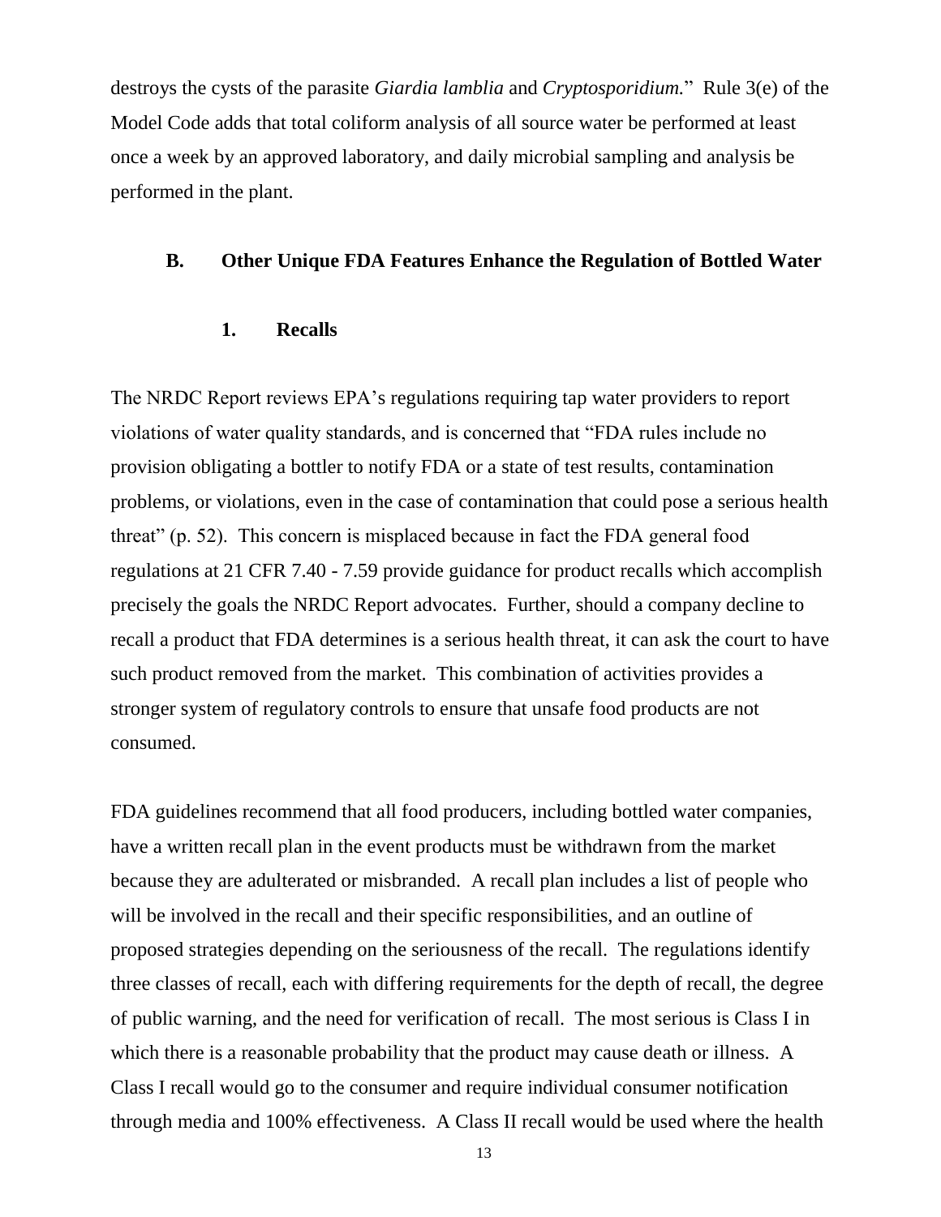destroys the cysts of the parasite *Giardia lamblia* and *Cryptosporidium.*" Rule 3(e) of the Model Code adds that total coliform analysis of all source water be performed at least once a week by an approved laboratory, and daily microbial sampling and analysis be performed in the plant.

### B. Other Unique FDA Features Enhance the Regulation of Bottled Water

#### 1. Recalls

The NRDC Report reviews EPA's regulations requiring tap water providers to report violations of water quality standards, and is concerned that "FDA rules include no provision obligating a bottler to notify FDA or a state of test results, contamination problems, or violations, even in the case of contamination that could pose a serious health threat" (p. 52). This concern is misplaced because in fact the FDA general food regulations at 21 CFR 7.40 - 7.59 provide guidance for product recalls which accomplish precisely the goals the NRDC Report advocates. Further, should a company decline to recall a product that FDA determines is a serious health threat, it can ask the court to have such product removed from the market. This combination of activities provides a stronger system of regulatory controls to ensure that unsafe food products are not consumed.

FDA guidelines recommend that all food producers, including bottled water companies, have a written recall plan in the event products must be withdrawn from the market because they are adulterated or misbranded. A recall plan includes a list of people who will be involved in the recall and their specific responsibilities, and an outline of proposed strategies depending on the seriousness of the recall. The regulations identify three classes of recall, each with differing requirements for the depth of recall, the degree of public warning, and the need for verification of recall. The most serious is Class I in which there is a reasonable probability that the product may cause death or illness. A Class I recall would go to the consumer and require individual consumer notification through media and 100% effectiveness. A Class II recall would be used where the health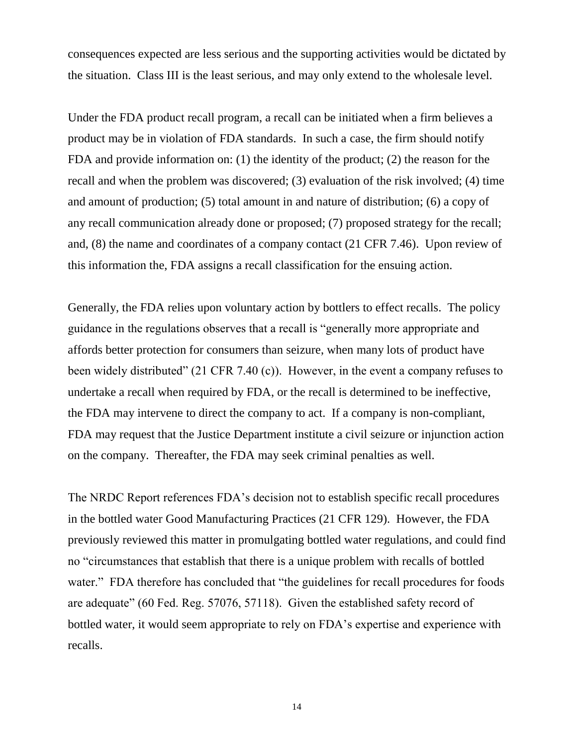consequences expected are less serious and the supporting activities would be dictated by the situation. Class III is the least serious, and may only extend to the wholesale level.

Under the FDA product recall program, a recall can be initiated when a firm believes a product may be in violation of FDA standards. In such a case, the firm should notify FDA and provide information on: (1) the identity of the product; (2) the reason for the recall and when the problem was discovered; (3) evaluation of the risk involved; (4) time and amount of production; (5) total amount in and nature of distribution; (6) a copy of any recall communication already done or proposed; (7) proposed strategy for the recall; and, (8) the name and coordinates of a company contact (21 CFR 7.46). Upon review of this information the, FDA assigns a recall classification for the ensuing action.

Generally, the FDA relies upon voluntary action by bottlers to effect recalls. The policy guidance in the regulations observes that a recall is "generally more appropriate and affords better protection for consumers than seizure, when many lots of product have been widely distributed" (21 CFR 7.40 (c)). However, in the event a company refuses to undertake a recall when required by FDA, or the recall is determined to be ineffective, the FDA may intervene to direct the company to act. If a company is non-compliant, FDA may request that the Justice Department institute a civil seizure or injunction action on the company. Thereafter, the FDA may seek criminal penalties as well.

The NRDC Report references FDA's decision not to establish specific recall procedures in the bottled water Good Manufacturing Practices (21 CFR 129). However, the FDA previously reviewed this matter in promulgating bottled water regulations, and could find no "circumstances that establish that there is a unique problem with recalls of bottled water." FDA therefore has concluded that "the guidelines for recall procedures for foods are adequate" (60 Fed. Reg. 57076, 57118). Given the established safety record of bottled water, it would seem appropriate to rely on FDA's expertise and experience with recalls.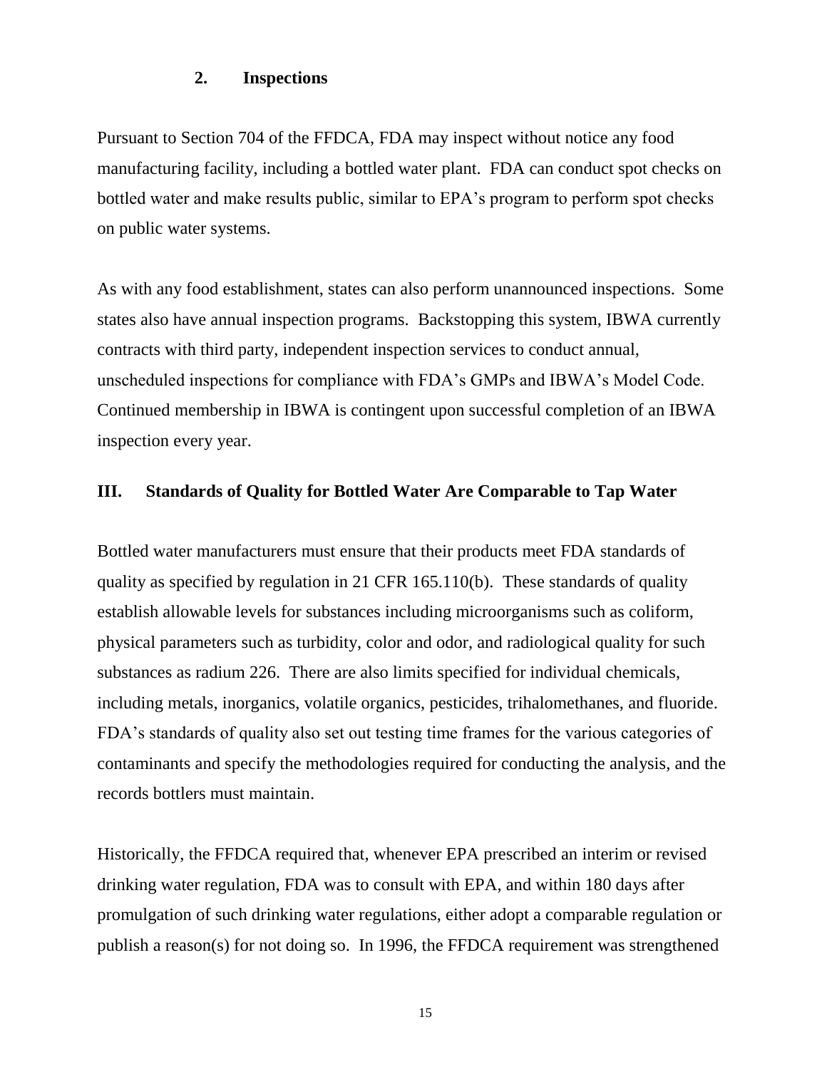### 2. Inspections

Pursuant to Section 704 of the FFDCA, FDA may inspect without notice any food manufacturing facility, including a bottled water plant. FDA can conduct spot checks on bottled water and make results public, similar to EPA's program to perform spot checks on public water systems.

As with any food establishment, states can also perform unannounced inspections. Some states also have annual inspection programs. Backstopping this system, IBWA currently contracts with third party, independent inspection services to conduct annual, unscheduled inspections for compliance with FDA's GMPs and IBWA's Model Code. Continued membership in IBWA is contingent upon successful completion of an IBWA inspection every year.

## III. Standards of Quality for Bottled Water Are Comparable to Tap Water

Bottled water manufacturers must ensure that their products meet FDA standards of quality as specified by regulation in 21 CFR 165.110(b). These standards of quality establish allowable levels for substances including microorganisms such as coliform, physical parameters such as turbidity, color and odor, and radiological quality for such substances as radium 226. There are also limits specified for individual chemicals, including metals, inorganics, volatile organics, pesticides, trihalomethanes, and fluoride. FDA's standards of quality also set out testing time frames for the various categories of contaminants and specify the methodologies required for conducting the analysis, and the records bottlers must maintain.

Historically, the FFDCA required that, whenever EPA prescribed an interim or revised drinking water regulation, FDA was to consult with EPA, and within 180 days after promulgation of such drinking water regulations, either adopt a comparable regulation or publish a reason(s) for not doing so. In 1996, the FFDCA requirement was strengthened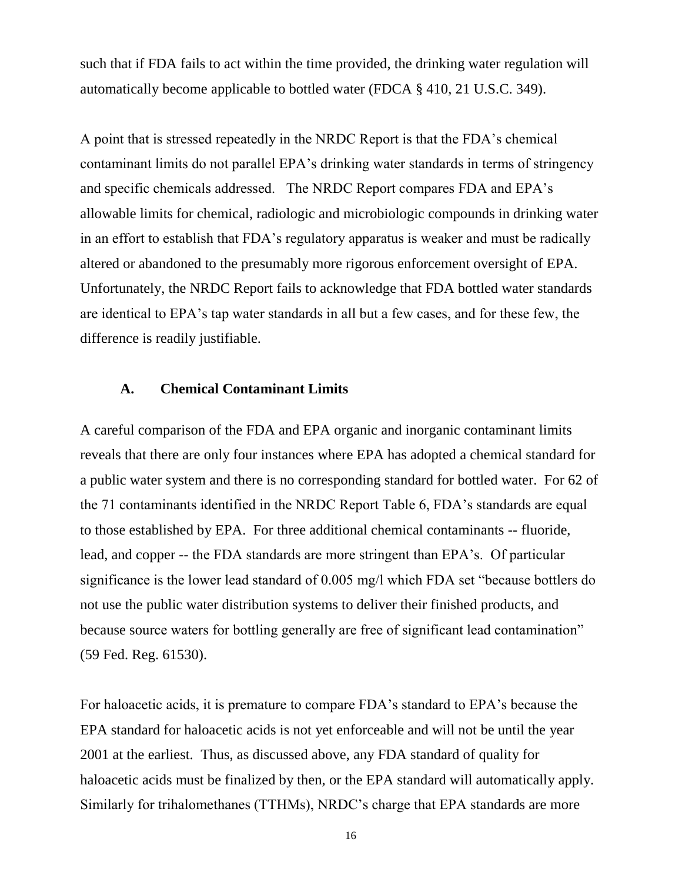such that if FDA fails to act within the time provided, the drinking water regulation will automatically become applicable to bottled water (FDCA § 410, 21 U.S.C. 349).

A point that is stressed repeatedly in the NRDC Report is that the FDA's chemical contaminant limits do not parallel EPA's drinking water standards in terms of stringency and specific chemicals addressed. The NRDC Report compares FDA and EPA's allowable limits for chemical, radiologic and microbiologic compounds in drinking water in an effort to establish that FDA's regulatory apparatus is weaker and must be radically altered or abandoned to the presumably more rigorous enforcement oversight of EPA. Unfortunately, the NRDC Report fails to acknowledge that FDA bottled water standards are identical to EPA's tap water standards in all but a few cases, and for these few, the difference is readily justifiable.

### A. Chemical Contaminant Limits

A careful comparison of the FDA and EPA organic and inorganic contaminant limits reveals that there are only four instances where EPA has adopted a chemical standard for a public water system and there is no corresponding standard for bottled water. For 62 of the 71 contaminants identified in the NRDC Report Table 6, FDA's standards are equal to those established by EPA. For three additional chemical contaminants -- fluoride, lead, and copper -- the FDA standards are more stringent than EPA's. Of particular significance is the lower lead standard of 0.005 mg/l which FDA set "because bottlers do not use the public water distribution systems to deliver their finished products, and because source waters for bottling generally are free of significant lead contamination" (59 Fed. Reg. 61530).

For haloacetic acids, it is premature to compare FDA's standard to EPA's because the EPA standard for haloacetic acids is not yet enforceable and will not be until the year 2001 at the earliest. Thus, as discussed above, any FDA standard of quality for haloacetic acids must be finalized by then, or the EPA standard will automatically apply. Similarly for trihalomethanes (TTHMs), NRDC's charge that EPA standards are more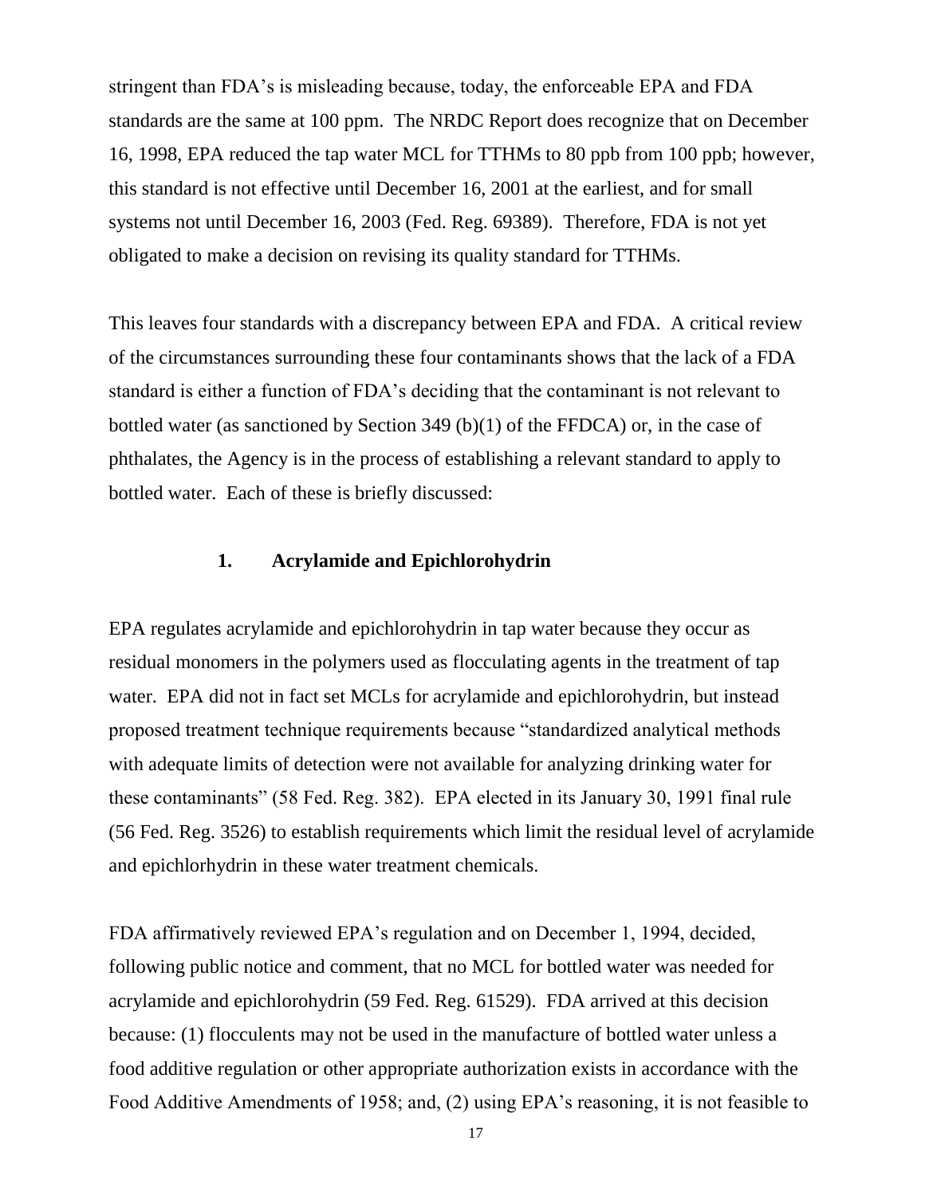stringent than FDA's is misleading because, today, the enforceable EPA and FDA standards are the same at 100 ppm. The NRDC Report does recognize that on December 16, 1998, EPA reduced the tap water MCL for TTHMs to 80 ppb from 100 ppb; however, this standard is not effective until December 16, 2001 at the earliest, and for small systems not until December 16, 2003 (Fed. Reg. 69389). Therefore, FDA is not yet obligated to make a decision on revising its quality standard for TTHMs.

This leaves four standards with a discrepancy between EPA and FDA. A critical review of the circumstances surrounding these four contaminants shows that the lack of a FDA standard is either a function of FDA's deciding that the contaminant is not relevant to bottled water (as sanctioned by Section 349 (b)(1) of the FFDCA) or, in the case of phthalates, the Agency is in the process of establishing a relevant standard to apply to bottled water. Each of these is briefly discussed:

### 1. Acrylamide and Epichlorohydrin

EPA regulates acrylamide and epichlorohydrin in tap water because they occur as residual monomers in the polymers used as flocculating agents in the treatment of tap water. EPA did not in fact set MCLs for acrylamide and epichlorohydrin, but instead proposed treatment technique requirements because "standardized analytical methods with adequate limits of detection were not available for analyzing drinking water for these contaminants" (58 Fed. Reg. 382). EPA elected in its January 30, 1991 final rule (56 Fed. Reg. 3526) to establish requirements which limit the residual level of acrylamide and epichlorhydrin in these water treatment chemicals.

FDA affirmatively reviewed EPA's regulation and on December 1, 1994, decided, following public notice and comment, that no MCL for bottled water was needed for acrylamide and epichlorohydrin (59 Fed. Reg. 61529). FDA arrived at this decision because: (1) flocculents may not be used in the manufacture of bottled water unless a food additive regulation or other appropriate authorization exists in accordance with the Food Additive Amendments of 1958; and, (2) using EPA's reasoning, it is not feasible to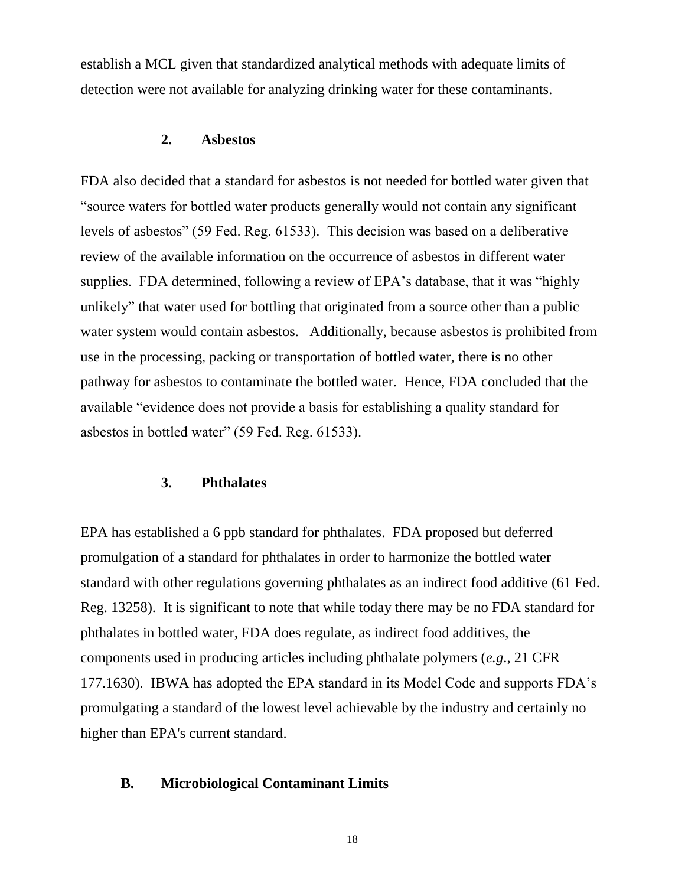establish a MCL given that standardized analytical methods with adequate limits of detection were not available for analyzing drinking water for these contaminants.

#### 2. Asbestos

FDA also decided that a standard for asbestos is not needed for bottled water given that "source waters for bottled water products generally would not contain any significant levels of asbestos" (59 Fed. Reg. 61533). This decision was based on a deliberative review of the available information on the occurrence of asbestos in different water supplies. FDA determined, following a review of EPA's database, that it was "highly unlikely" that water used for bottling that originated from a source other than a public water system would contain asbestos. Additionally, because asbestos is prohibited from use in the processing, packing or transportation of bottled water, there is no other pathway for asbestos to contaminate the bottled water. Hence, FDA concluded that the available "evidence does not provide a basis for establishing a quality standard for asbestos in bottled water" (59 Fed. Reg. 61533).

#### 3. Phthalates

EPA has established a 6 ppb standard for phthalates. FDA proposed but deferred promulgation of a standard for phthalates in order to harmonize the bottled water standard with other regulations governing phthalates as an indirect food additive (61 Fed. Reg. 13258). It is significant to note that while today there may be no FDA standard for phthalates in bottled water, FDA does regulate, as indirect food additives, the components used in producing articles including phthalate polymers (*e.g.*, 21 CFR 177.1630). IBWA has adopted the EPA standard in its Model Code and supports FDA's promulgating a standard of the lowest level achievable by the industry and certainly no higher than EPA's current standard.

### B. Microbiological Contaminant Limits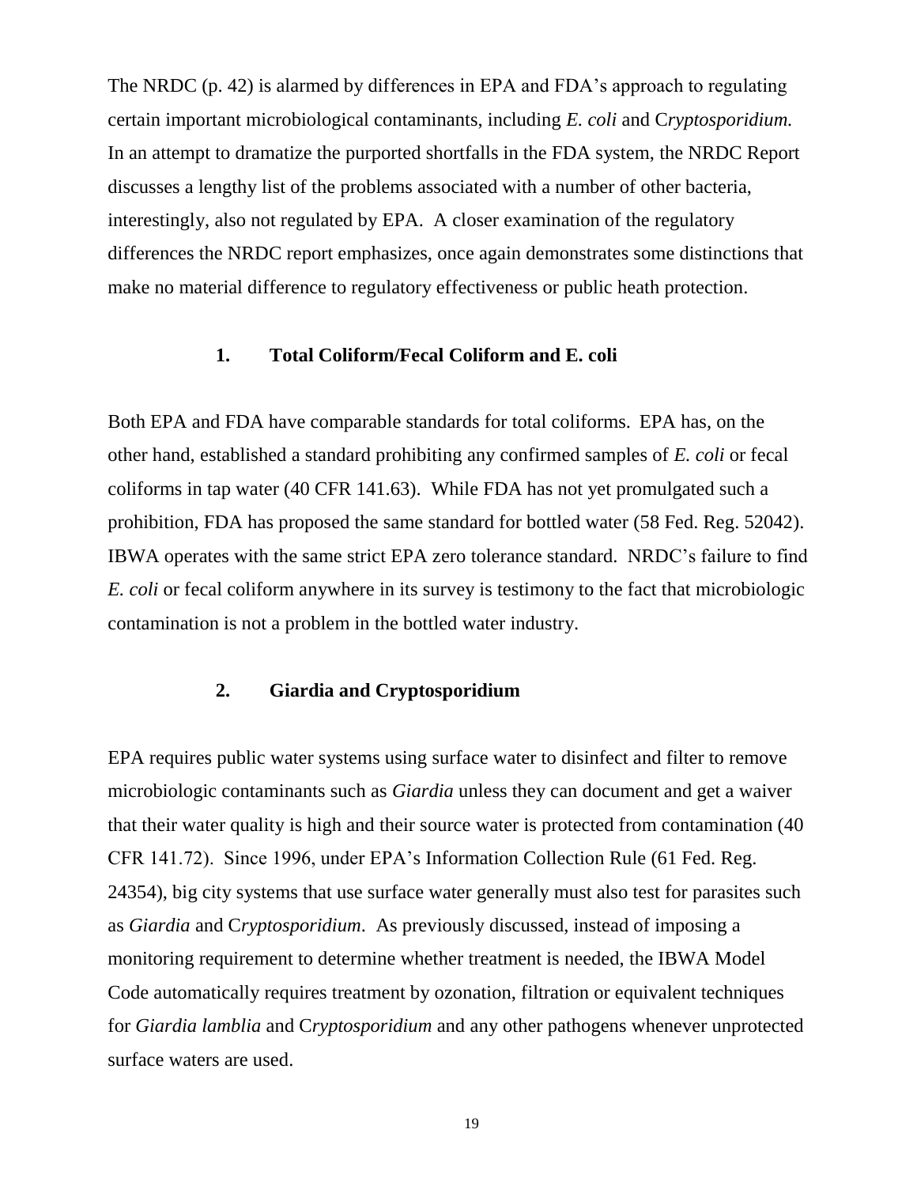The NRDC (p. 42) is alarmed by differences in EPA and FDA's approach to regulating certain important microbiological contaminants, including *E. coli* and C*ryptosporidium.* In an attempt to dramatize the purported shortfalls in the FDA system, the NRDC Report discusses a lengthy list of the problems associated with a number of other bacteria, interestingly, also not regulated by EPA. A closer examination of the regulatory differences the NRDC report emphasizes, once again demonstrates some distinctions that make no material difference to regulatory effectiveness or public heath protection.

### 1. Total Coliform/Fecal Coliform and E. coli

Both EPA and FDA have comparable standards for total coliforms. EPA has, on the other hand, established a standard prohibiting any confirmed samples of *E. coli* or fecal coliforms in tap water (40 CFR 141.63). While FDA has not yet promulgated such a prohibition, FDA has proposed the same standard for bottled water (58 Fed. Reg. 52042). IBWA operates with the same strict EPA zero tolerance standard. NRDC's failure to find *E. coli* or fecal coliform anywhere in its survey is testimony to the fact that microbiologic contamination is not a problem in the bottled water industry.

### 2. Giardia and Cryptosporidium

EPA requires public water systems using surface water to disinfect and filter to remove microbiologic contaminants such as *Giardia* unless they can document and get a waiver that their water quality is high and their source water is protected from contamination (40 CFR 141.72). Since 1996, under EPA's Information Collection Rule (61 Fed. Reg. 24354), big city systems that use surface water generally must also test for parasites such as *Giardia* and C*ryptosporidium*. As previously discussed, instead of imposing a monitoring requirement to determine whether treatment is needed, the IBWA Model Code automatically requires treatment by ozonation, filtration or equivalent techniques for *Giardia lamblia* and C*ryptosporidium* and any other pathogens whenever unprotected surface waters are used.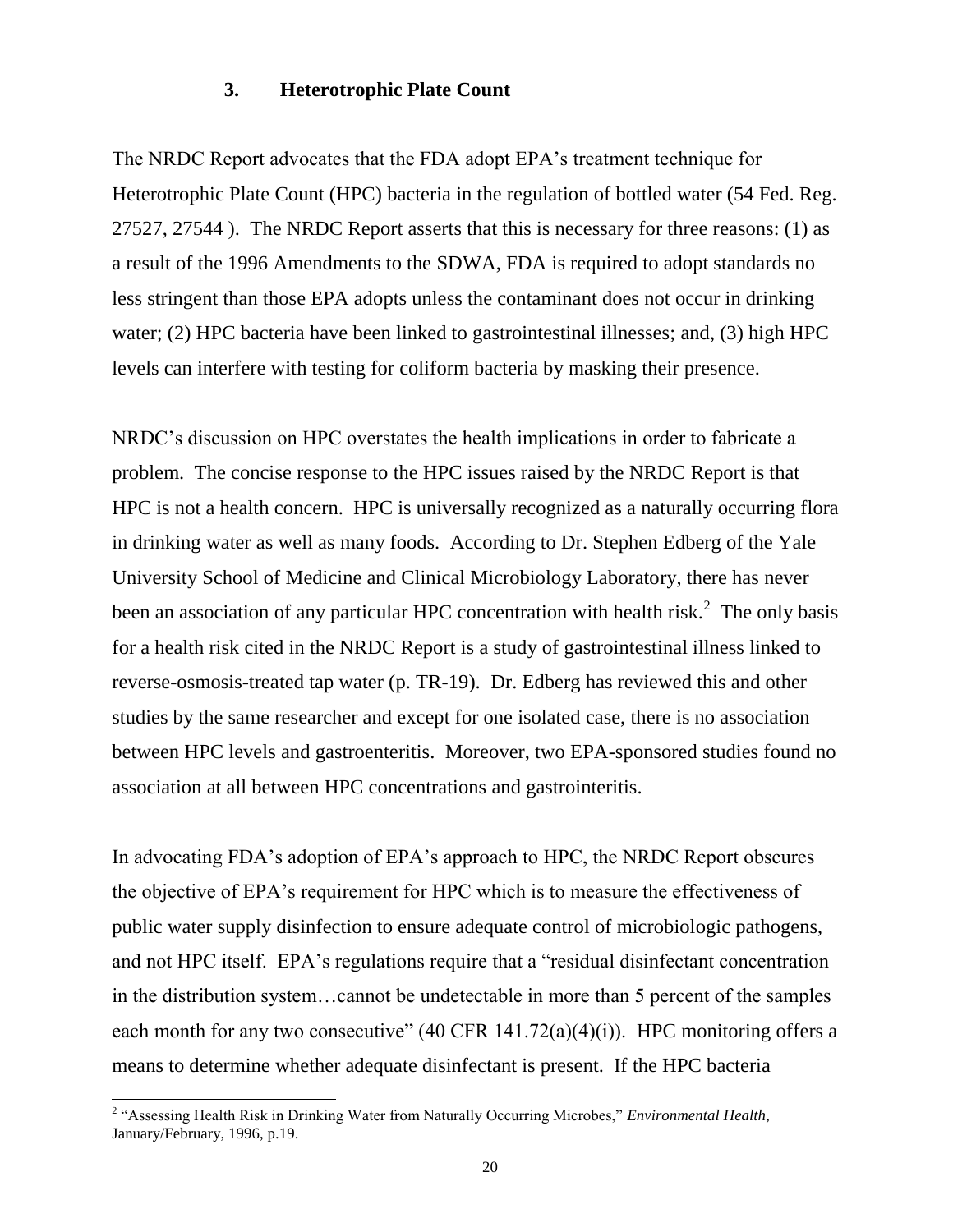### 3. Heterotrophic Plate Count

The NRDC Report advocates that the FDA adopt EPA's treatment technique for Heterotrophic Plate Count (HPC) bacteria in the regulation of bottled water (54 Fed. Reg. 27527, 27544 ). The NRDC Report asserts that this is necessary for three reasons: (1) as a result of the 1996 Amendments to the SDWA, FDA is required to adopt standards no less stringent than those EPA adopts unless the contaminant does not occur in drinking water; (2) HPC bacteria have been linked to gastrointestinal illnesses; and, (3) high HPC levels can interfere with testing for coliform bacteria by masking their presence.

NRDC's discussion on HPC overstates the health implications in order to fabricate a problem. The concise response to the HPC issues raised by the NRDC Report is that HPC is not a health concern. HPC is universally recognized as a naturally occurring flora in drinking water as well as many foods. According to Dr. Stephen Edberg of the Yale University School of Medicine and Clinical Microbiology Laboratory, there has never been an association of any particular HPC concentration with health risk.[2] The only basis for a health risk cited in the NRDC Report is a study of gastrointestinal illness linked to reverse-osmosis-treated tap water (p. TR-19). Dr. Edberg has reviewed this and other studies by the same researcher and except for one isolated case, there is no association between HPC levels and gastroenteritis. Moreover, two EPA-sponsored studies found no association at all between HPC concentrations and gastrointeritis.

In advocating FDA's adoption of EPA's approach to HPC, the NRDC Report obscures the objective of EPA's requirement for HPC which is to measure the effectiveness of public water supply disinfection to ensure adequate control of microbiologic pathogens, and not HPC itself. EPA's regulations require that a "residual disinfectant concentration in the distribution system…cannot be undetectable in more than 5 percent of the samples each month for any two consecutive" (40 CFR 141.72(a)(4)(i)). HPC monitoring offers a means to determine whether adequate disinfectant is present. If the HPC bacteria

---

[2] "Assessing Health Risk in Drinking Water from Naturally Occurring Microbes," *Environmental Health*, January/February, 1996, p.19.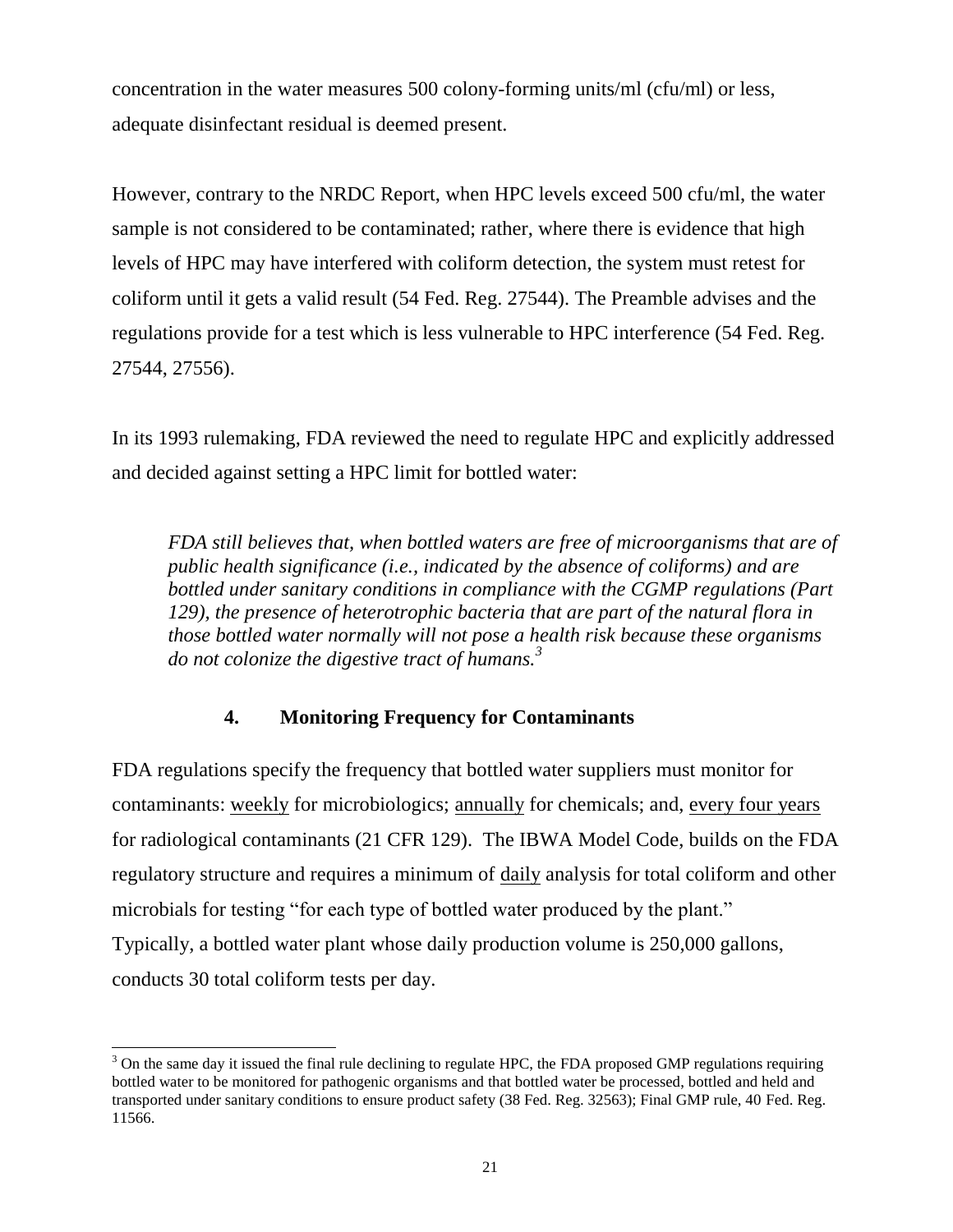concentration in the water measures 500 colony-forming units/ml (cfu/ml) or less, adequate disinfectant residual is deemed present.

However, contrary to the NRDC Report, when HPC levels exceed 500 cfu/ml, the water sample is not considered to be contaminated; rather, where there is evidence that high levels of HPC may have interfered with coliform detection, the system must retest for coliform until it gets a valid result (54 Fed. Reg. 27544). The Preamble advises and the regulations provide for a test which is less vulnerable to HPC interference (54 Fed. Reg. 27544, 27556).

In its 1993 rulemaking, FDA reviewed the need to regulate HPC and explicitly addressed and decided against setting a HPC limit for bottled water:

> *FDA still believes that, when bottled waters are free of microorganisms that are of public health significance (i.e., indicated by the absence of coliforms) and are bottled under sanitary conditions in compliance with the CGMP regulations (Part 129), the presence of heterotrophic bacteria that are part of the natural flora in those bottled water normally will not pose a health risk because these organisms do not colonize the digestive tract of humans.*[3]

### 4. Monitoring Frequency for Contaminants

FDA regulations specify the frequency that bottled water suppliers must monitor for contaminants: <u>weekly</u> for microbiologics; <u>annually</u> for chemicals; and, <u>every four years</u> for radiological contaminants (21 CFR 129). The IBWA Model Code, builds on the FDA regulatory structure and requires a minimum of <u>daily</u> analysis for total coliform and other microbials for testing "for each type of bottled water produced by the plant." Typically, a bottled water plant whose daily production volume is 250,000 gallons, conducts 30 total coliform tests per day.

---

[3] On the same day it issued the final rule declining to regulate HPC, the FDA proposed GMP regulations requiring bottled water to be monitored for pathogenic organisms and that bottled water be processed, bottled and held and transported under sanitary conditions to ensure product safety (38 Fed. Reg. 32563); Final GMP rule, 40 Fed. Reg. 11566.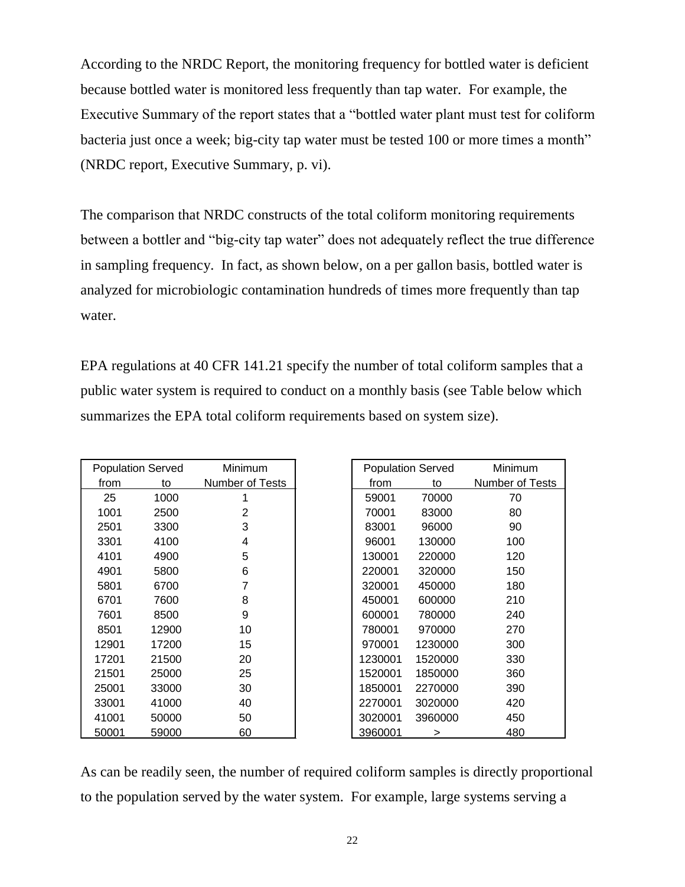According to the NRDC Report, the monitoring frequency for bottled water is deficient because bottled water is monitored less frequently than tap water. For example, the Executive Summary of the report states that a "bottled water plant must test for coliform bacteria just once a week; big-city tap water must be tested 100 or more times a month" (NRDC report, Executive Summary, p. vi).

The comparison that NRDC constructs of the total coliform monitoring requirements between a bottler and "big-city tap water" does not adequately reflect the true difference in sampling frequency. In fact, as shown below, on a per gallon basis, bottled water is analyzed for microbiologic contamination hundreds of times more frequently than tap water.

EPA regulations at 40 CFR 141.21 specify the number of total coliform samples that a public water system is required to conduct on a monthly basis (see Table below which summarizes the EPA total coliform requirements based on system size).

| Population Served | | Minimum |
|---|---|---|
| from | to | Number of Tests |
| 25 | 1000 | 1 |
| 1001 | 2500 | 2 |
| 2501 | 3300 | 3 |
| 3301 | 4100 | 4 |
| 4101 | 4900 | 5 |
| 4901 | 5800 | 6 |
| 5801 | 6700 | 7 |
| 6701 | 7600 | 8 |
| 7601 | 8500 | 9 |
| 8501 | 12900 | 10 |
| 12901 | 17200 | 15 |
| 17201 | 21500 | 20 |
| 21501 | 25000 | 25 |
| 25001 | 33000 | 30 |
| 33001 | 41000 | 40 |
| 41001 | 50000 | 50 |
| 50001 | 59000 | 60 |

| Population Served | | Minimum |
|---|---|---|
| from | to | Number of Tests |
| 59001 | 70000 | 70 |
| 70001 | 83000 | 80 |
| 83001 | 96000 | 90 |
| 96001 | 130000 | 100 |
| 130001 | 220000 | 120 |
| 220001 | 320000 | 150 |
| 320001 | 450000 | 180 |
| 450001 | 600000 | 210 |
| 600001 | 780000 | 240 |
| 780001 | 970000 | 270 |
| 970001 | 1230000 | 300 |
| 1230001 | 1520000 | 330 |
| 1520001 | 1850000 | 360 |
| 1850001 | 2270000 | 390 |
| 2270001 | 3020000 | 420 |
| 3020001 | 3960000 | 450 |
| 3960001 | > | 480 |

As can be readily seen, the number of required coliform samples is directly proportional to the population served by the water system. For example, large systems serving a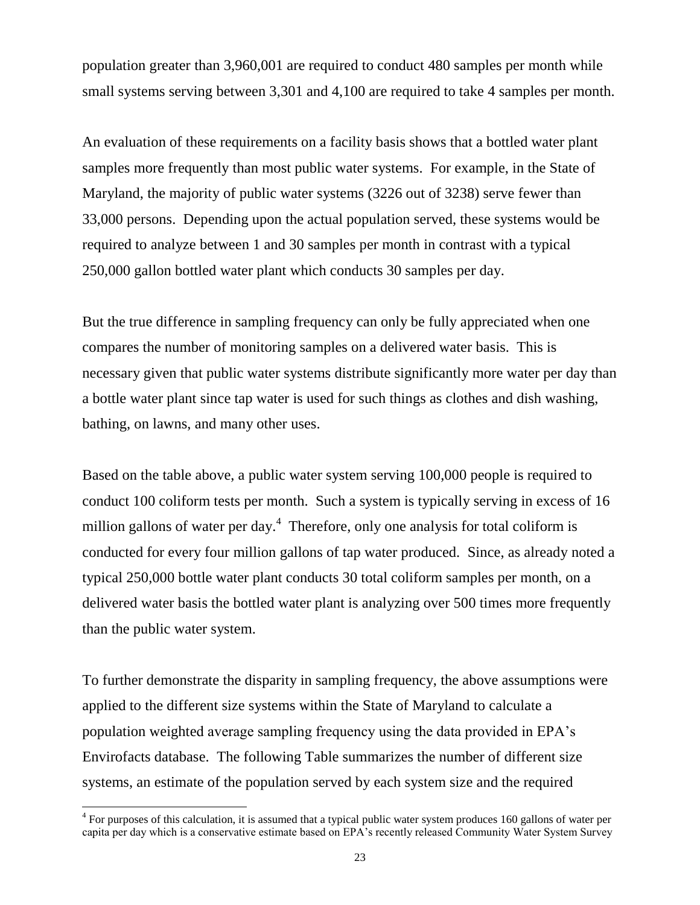population greater than 3,960,001 are required to conduct 480 samples per month while small systems serving between 3,301 and 4,100 are required to take 4 samples per month.

An evaluation of these requirements on a facility basis shows that a bottled water plant samples more frequently than most public water systems. For example, in the State of Maryland, the majority of public water systems (3226 out of 3238) serve fewer than 33,000 persons. Depending upon the actual population served, these systems would be required to analyze between 1 and 30 samples per month in contrast with a typical 250,000 gallon bottled water plant which conducts 30 samples per day.

But the true difference in sampling frequency can only be fully appreciated when one compares the number of monitoring samples on a delivered water basis. This is necessary given that public water systems distribute significantly more water per day than a bottle water plant since tap water is used for such things as clothes and dish washing, bathing, on lawns, and many other uses.

Based on the table above, a public water system serving 100,000 people is required to conduct 100 coliform tests per month. Such a system is typically serving in excess of 16 million gallons of water per day.[4] Therefore, only one analysis for total coliform is conducted for every four million gallons of tap water produced. Since, as already noted a typical 250,000 bottle water plant conducts 30 total coliform samples per month, on a delivered water basis the bottled water plant is analyzing over 500 times more frequently than the public water system.

To further demonstrate the disparity in sampling frequency, the above assumptions were applied to the different size systems within the State of Maryland to calculate a population weighted average sampling frequency using the data provided in EPA's Envirofacts database. The following Table summarizes the number of different size systems, an estimate of the population served by each system size and the required

[4] For purposes of this calculation, it is assumed that a typical public water system produces 160 gallons of water per capita per day which is a conservative estimate based on EPA's recently released Community Water System Survey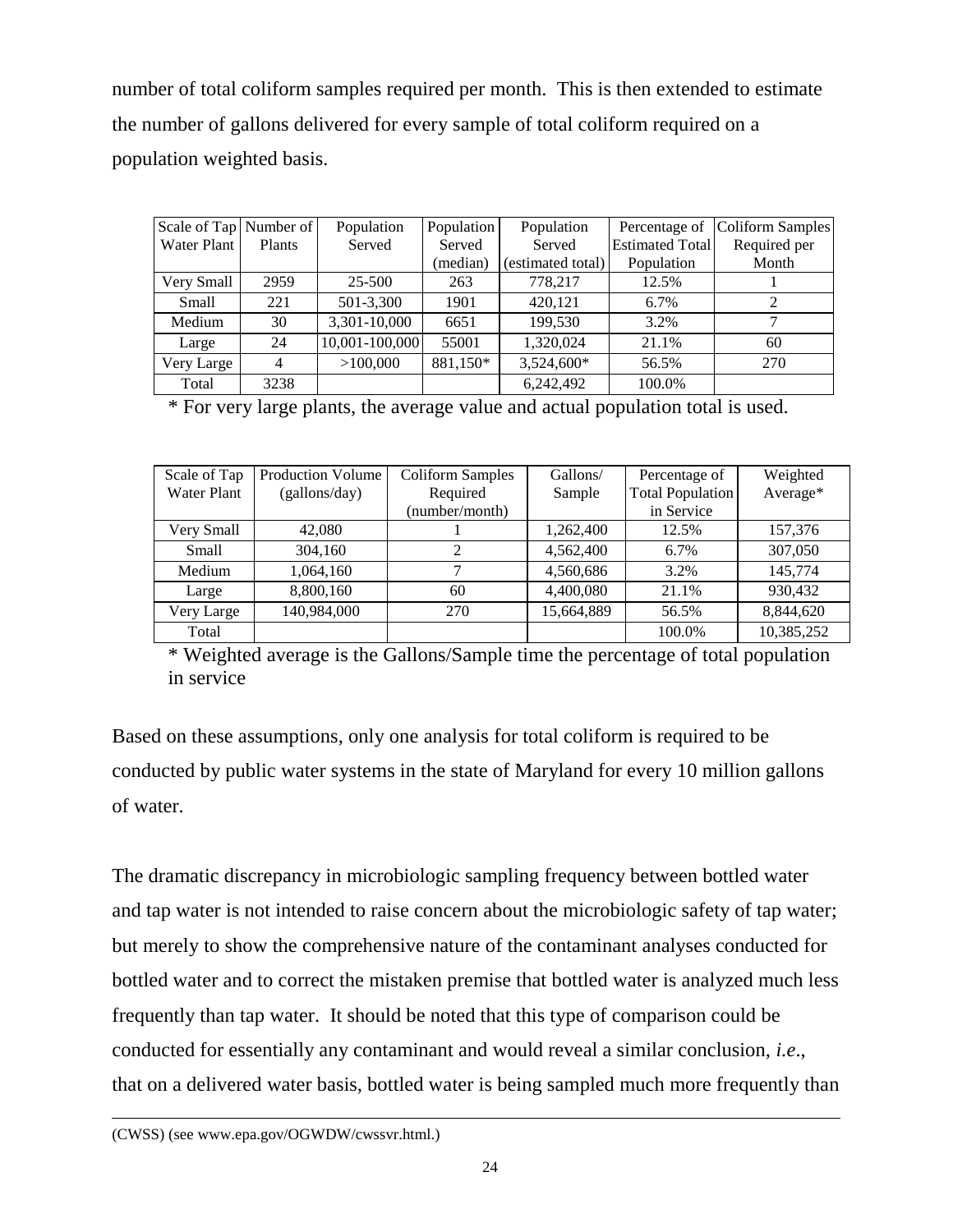number of total coliform samples required per month. This is then extended to estimate the number of gallons delivered for every sample of total coliform required on a population weighted basis.

| Scale of Tap Water Plant | Number of Plants | Population Served | Population Served (median) | Population Served (estimated total) | Percentage of Estimated Total Population | Coliform Samples Required per Month |
|---|---|---|---|---|---|---|
| Very Small | 2959 | 25-500 | 263 | 778,217 | 12.5% | 1 |
| Small | 221 | 501-3,300 | 1901 | 420,121 | 6.7% | 2 |
| Medium | 30 | 3,301-10,000 | 6651 | 199,530 | 3.2% | 7 |
| Large | 24 | 10,001-100,000 | 55001 | 1,320,024 | 21.1% | 60 |
| Very Large | 4 | >100,000 | 881,150* | 3,524,600* | 56.5% | 270 |
| Total | 3238 | | | 6,242,492 | 100.0% | |

\* For very large plants, the average value and actual population total is used.

| Scale of Tap Water Plant | Production Volume (gallons/day) | Coliform Samples Required (number/month) | Gallons/ Sample | Percentage of Total Population in Service | Weighted Average* |
|---|---|---|---|---|---|
| Very Small | 42,080 | 1 | 1,262,400 | 12.5% | 157,376 |
| Small | 304,160 | 2 | 4,562,400 | 6.7% | 307,050 |
| Medium | 1,064,160 | 7 | 4,560,686 | 3.2% | 145,774 |
| Large | 8,800,160 | 60 | 4,400,080 | 21.1% | 930,432 |
| Very Large | 140,984,000 | 270 | 15,664,889 | 56.5% | 8,844,620 |
| Total | | | | 100.0% | 10,385,252 |

\* Weighted average is the Gallons/Sample time the percentage of total population in service

Based on these assumptions, only one analysis for total coliform is required to be conducted by public water systems in the state of Maryland for every 10 million gallons of water.

The dramatic discrepancy in microbiologic sampling frequency between bottled water and tap water is not intended to raise concern about the microbiologic safety of tap water; but merely to show the comprehensive nature of the contaminant analyses conducted for bottled water and to correct the mistaken premise that bottled water is analyzed much less frequently than tap water. It should be noted that this type of comparison could be conducted for essentially any contaminant and would reveal a similar conclusion, *i.e.*, that on a delivered water basis, bottled water is being sampled much more frequently than

(CWSS) (see www.epa.gov/OGWDW/cwssvr.html.)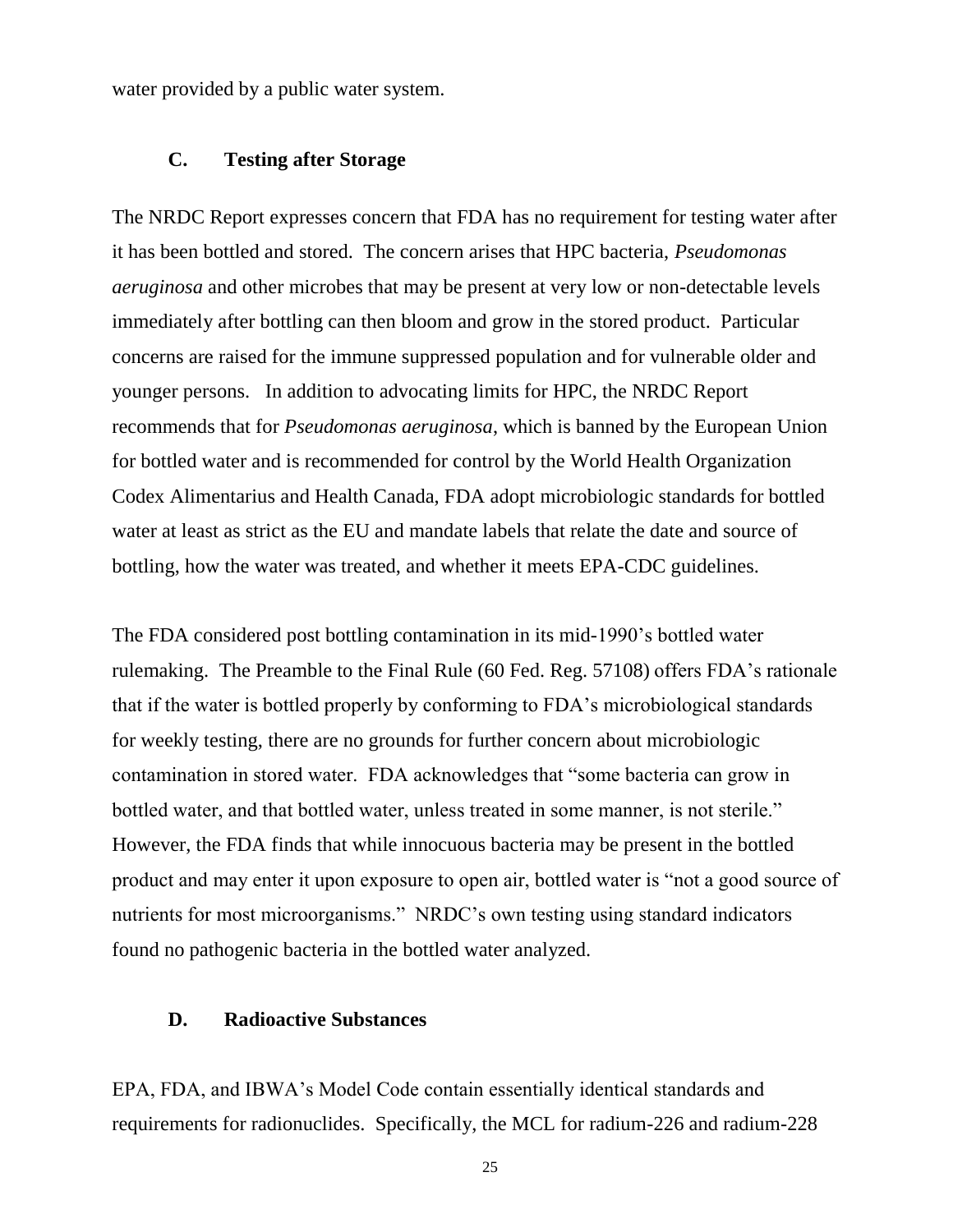water provided by a public water system.

### C. Testing after Storage

The NRDC Report expresses concern that FDA has no requirement for testing water after it has been bottled and stored. The concern arises that HPC bacteria, *Pseudomonas aeruginosa* and other microbes that may be present at very low or non-detectable levels immediately after bottling can then bloom and grow in the stored product. Particular concerns are raised for the immune suppressed population and for vulnerable older and younger persons. In addition to advocating limits for HPC, the NRDC Report recommends that for *Pseudomonas aeruginosa*, which is banned by the European Union for bottled water and is recommended for control by the World Health Organization Codex Alimentarius and Health Canada, FDA adopt microbiologic standards for bottled water at least as strict as the EU and mandate labels that relate the date and source of bottling, how the water was treated, and whether it meets EPA-CDC guidelines.

The FDA considered post bottling contamination in its mid-1990's bottled water rulemaking. The Preamble to the Final Rule (60 Fed. Reg. 57108) offers FDA's rationale that if the water is bottled properly by conforming to FDA's microbiological standards for weekly testing, there are no grounds for further concern about microbiologic contamination in stored water. FDA acknowledges that "some bacteria can grow in bottled water, and that bottled water, unless treated in some manner, is not sterile." However, the FDA finds that while innocuous bacteria may be present in the bottled product and may enter it upon exposure to open air, bottled water is "not a good source of nutrients for most microorganisms." NRDC's own testing using standard indicators found no pathogenic bacteria in the bottled water analyzed.

### D. Radioactive Substances

EPA, FDA, and IBWA's Model Code contain essentially identical standards and requirements for radionuclides. Specifically, the MCL for radium-226 and radium-228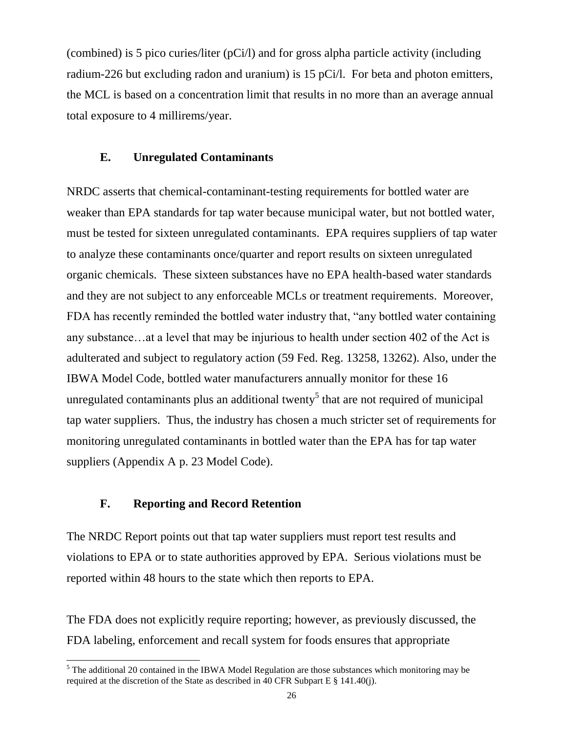(combined) is 5 pico curies/liter (pCi/l) and for gross alpha particle activity (including radium-226 but excluding radon and uranium) is 15 pCi/l. For beta and photon emitters, the MCL is based on a concentration limit that results in no more than an average annual total exposure to 4 millirems/year.

### E. Unregulated Contaminants

NRDC asserts that chemical-contaminant-testing requirements for bottled water are weaker than EPA standards for tap water because municipal water, but not bottled water, must be tested for sixteen unregulated contaminants. EPA requires suppliers of tap water to analyze these contaminants once/quarter and report results on sixteen unregulated organic chemicals. These sixteen substances have no EPA health-based water standards and they are not subject to any enforceable MCLs or treatment requirements. Moreover, FDA has recently reminded the bottled water industry that, "any bottled water containing any substance…at a level that may be injurious to health under section 402 of the Act is adulterated and subject to regulatory action (59 Fed. Reg. 13258, 13262). Also, under the IBWA Model Code, bottled water manufacturers annually monitor for these 16 unregulated contaminants plus an additional twenty[5] that are not required of municipal tap water suppliers. Thus, the industry has chosen a much stricter set of requirements for monitoring unregulated contaminants in bottled water than the EPA has for tap water suppliers (Appendix A p. 23 Model Code).

### F. Reporting and Record Retention

The NRDC Report points out that tap water suppliers must report test results and violations to EPA or to state authorities approved by EPA. Serious violations must be reported within 48 hours to the state which then reports to EPA.

The FDA does not explicitly require reporting; however, as previously discussed, the FDA labeling, enforcement and recall system for foods ensures that appropriate

[5] The additional 20 contained in the IBWA Model Regulation are those substances which monitoring may be required at the discretion of the State as described in 40 CFR Subpart E § 141.40(j).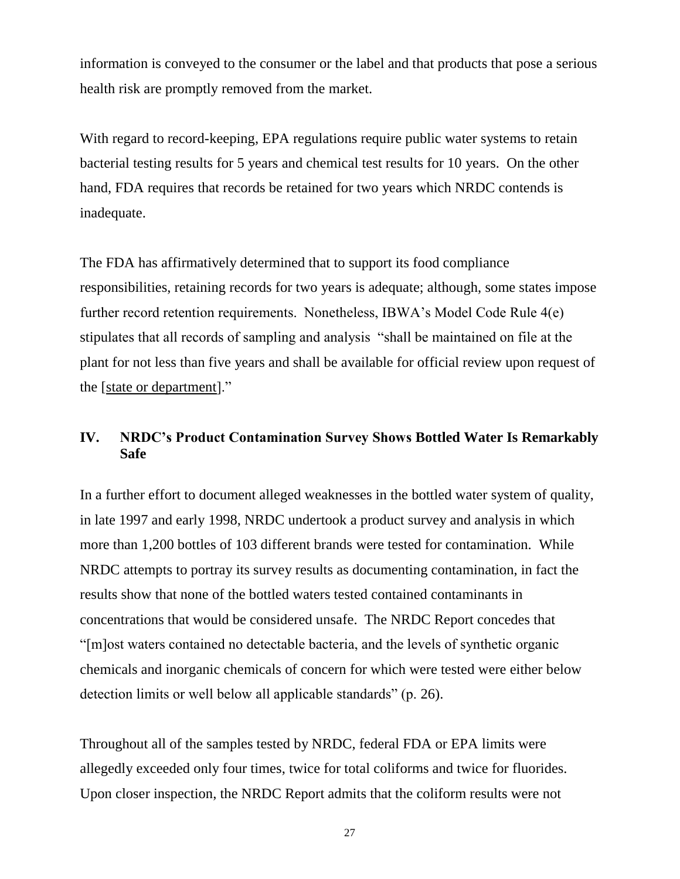information is conveyed to the consumer or the label and that products that pose a serious health risk are promptly removed from the market.

With regard to record-keeping, EPA regulations require public water systems to retain bacterial testing results for 5 years and chemical test results for 10 years. On the other hand, FDA requires that records be retained for two years which NRDC contends is inadequate.

The FDA has affirmatively determined that to support its food compliance responsibilities, retaining records for two years is adequate; although, some states impose further record retention requirements. Nonetheless, IBWA's Model Code Rule 4(e) stipulates that all records of sampling and analysis "shall be maintained on file at the plant for not less than five years and shall be available for official review upon request of the [state or department]."

## IV. NRDC's Product Contamination Survey Shows Bottled Water Is Remarkably Safe

In a further effort to document alleged weaknesses in the bottled water system of quality, in late 1997 and early 1998, NRDC undertook a product survey and analysis in which more than 1,200 bottles of 103 different brands were tested for contamination. While NRDC attempts to portray its survey results as documenting contamination, in fact the results show that none of the bottled waters tested contained contaminants in concentrations that would be considered unsafe. The NRDC Report concedes that "[m]ost waters contained no detectable bacteria, and the levels of synthetic organic chemicals and inorganic chemicals of concern for which were tested were either below detection limits or well below all applicable standards" (p. 26).

Throughout all of the samples tested by NRDC, federal FDA or EPA limits were allegedly exceeded only four times, twice for total coliforms and twice for fluorides. Upon closer inspection, the NRDC Report admits that the coliform results were not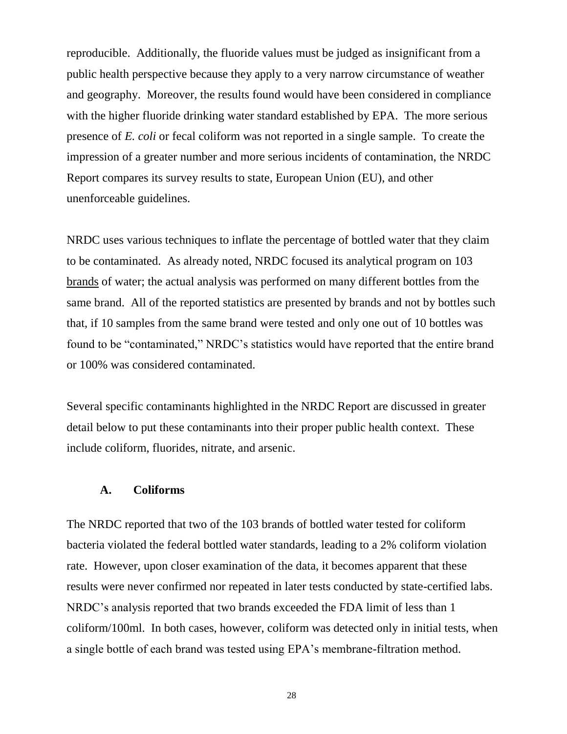reproducible. Additionally, the fluoride values must be judged as insignificant from a public health perspective because they apply to a very narrow circumstance of weather and geography. Moreover, the results found would have been considered in compliance with the higher fluoride drinking water standard established by EPA. The more serious presence of *E. coli* or fecal coliform was not reported in a single sample. To create the impression of a greater number and more serious incidents of contamination, the NRDC Report compares its survey results to state, European Union (EU), and other unenforceable guidelines.

NRDC uses various techniques to inflate the percentage of bottled water that they claim to be contaminated. As already noted, NRDC focused its analytical program on 103 brands of water; the actual analysis was performed on many different bottles from the same brand. All of the reported statistics are presented by brands and not by bottles such that, if 10 samples from the same brand were tested and only one out of 10 bottles was found to be "contaminated," NRDC's statistics would have reported that the entire brand or 100% was considered contaminated.

Several specific contaminants highlighted in the NRDC Report are discussed in greater detail below to put these contaminants into their proper public health context. These include coliform, fluorides, nitrate, and arsenic.

### A. Coliforms

The NRDC reported that two of the 103 brands of bottled water tested for coliform bacteria violated the federal bottled water standards, leading to a 2% coliform violation rate. However, upon closer examination of the data, it becomes apparent that these results were never confirmed nor repeated in later tests conducted by state-certified labs. NRDC's analysis reported that two brands exceeded the FDA limit of less than 1 coliform/100ml. In both cases, however, coliform was detected only in initial tests, when a single bottle of each brand was tested using EPA's membrane-filtration method.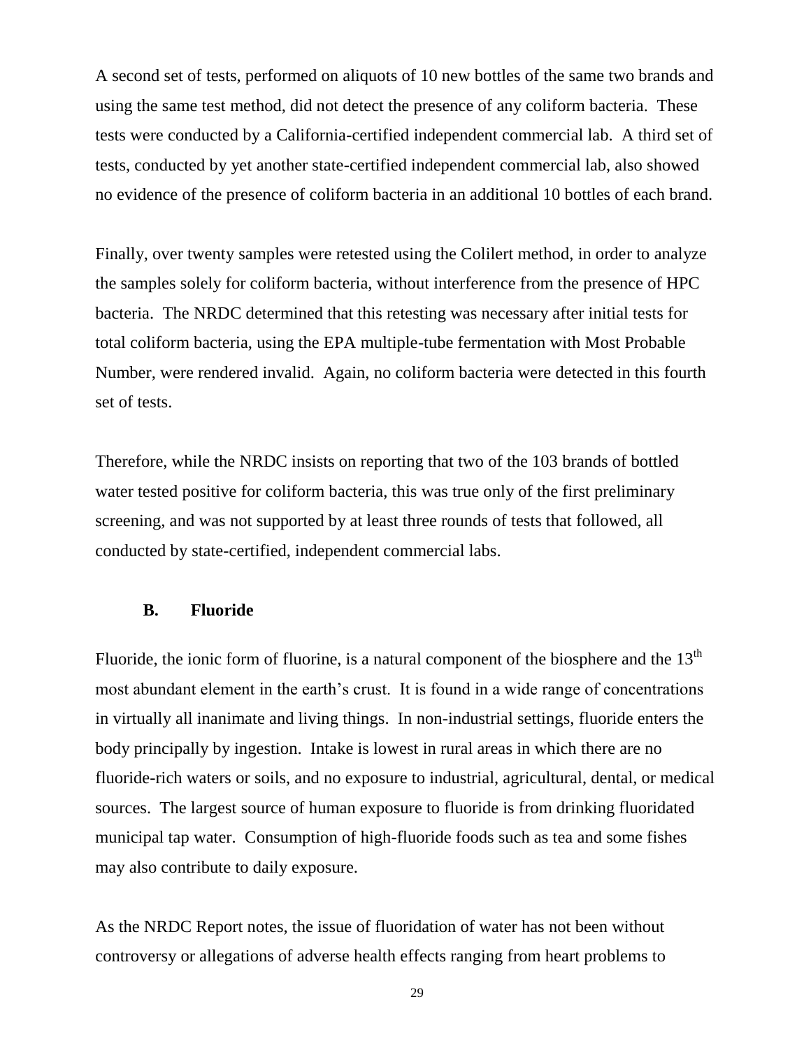A second set of tests, performed on aliquots of 10 new bottles of the same two brands and using the same test method, did not detect the presence of any coliform bacteria. These tests were conducted by a California-certified independent commercial lab. A third set of tests, conducted by yet another state-certified independent commercial lab, also showed no evidence of the presence of coliform bacteria in an additional 10 bottles of each brand.

Finally, over twenty samples were retested using the Colilert method, in order to analyze the samples solely for coliform bacteria, without interference from the presence of HPC bacteria. The NRDC determined that this retesting was necessary after initial tests for total coliform bacteria, using the EPA multiple-tube fermentation with Most Probable Number, were rendered invalid. Again, no coliform bacteria were detected in this fourth set of tests.

Therefore, while the NRDC insists on reporting that two of the 103 brands of bottled water tested positive for coliform bacteria, this was true only of the first preliminary screening, and was not supported by at least three rounds of tests that followed, all conducted by state-certified, independent commercial labs.

### B. Fluoride

Fluoride, the ionic form of fluorine, is a natural component of the biosphere and the 13th most abundant element in the earth's crust. It is found in a wide range of concentrations in virtually all inanimate and living things. In non-industrial settings, fluoride enters the body principally by ingestion. Intake is lowest in rural areas in which there are no fluoride-rich waters or soils, and no exposure to industrial, agricultural, dental, or medical sources. The largest source of human exposure to fluoride is from drinking fluoridated municipal tap water. Consumption of high-fluoride foods such as tea and some fishes may also contribute to daily exposure.

As the NRDC Report notes, the issue of fluoridation of water has not been without controversy or allegations of adverse health effects ranging from heart problems to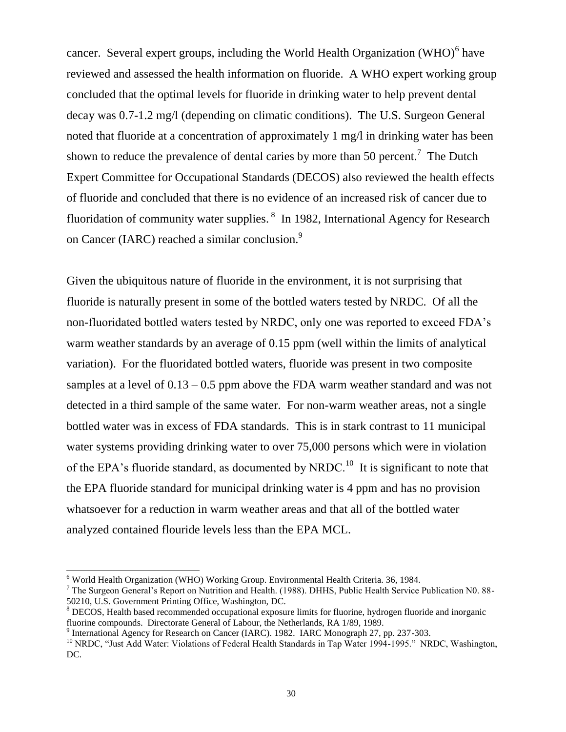cancer. Several expert groups, including the World Health Organization (WHO)[6] have reviewed and assessed the health information on fluoride. A WHO expert working group concluded that the optimal levels for fluoride in drinking water to help prevent dental decay was 0.7-1.2 mg/l (depending on climatic conditions). The U.S. Surgeon General noted that fluoride at a concentration of approximately 1 mg/l in drinking water has been shown to reduce the prevalence of dental caries by more than 50 percent.[7] The Dutch Expert Committee for Occupational Standards (DECOS) also reviewed the health effects of fluoride and concluded that there is no evidence of an increased risk of cancer due to fluoridation of community water supplies.[8] In 1982, International Agency for Research on Cancer (IARC) reached a similar conclusion.[9]

Given the ubiquitous nature of fluoride in the environment, it is not surprising that fluoride is naturally present in some of the bottled waters tested by NRDC. Of all the non-fluoridated bottled waters tested by NRDC, only one was reported to exceed FDA's warm weather standards by an average of 0.15 ppm (well within the limits of analytical variation). For the fluoridated bottled waters, fluoride was present in two composite samples at a level of 0.13 – 0.5 ppm above the FDA warm weather standard and was not detected in a third sample of the same water. For non-warm weather areas, not a single bottled water was in excess of FDA standards. This is in stark contrast to 11 municipal water systems providing drinking water to over 75,000 persons which were in violation of the EPA's fluoride standard, as documented by NRDC.[10] It is significant to note that the EPA fluoride standard for municipal drinking water is 4 ppm and has no provision whatsoever for a reduction in warm weather areas and that all of the bottled water analyzed contained flouride levels less than the EPA MCL.

---

[6] World Health Organization (WHO) Working Group. Environmental Health Criteria. 36, 1984.

[7] The Surgeon General's Report on Nutrition and Health. (1988). DHHS, Public Health Service Publication N0. 88-50210, U.S. Government Printing Office, Washington, DC.

[8] DECOS, Health based recommended occupational exposure limits for fluorine, hydrogen fluoride and inorganic fluorine compounds. Directorate General of Labour, the Netherlands, RA 1/89, 1989.

[9] International Agency for Research on Cancer (IARC). 1982. IARC Monograph 27, pp. 237-303.

[10] NRDC, "Just Add Water: Violations of Federal Health Standards in Tap Water 1994-1995." NRDC, Washington, DC.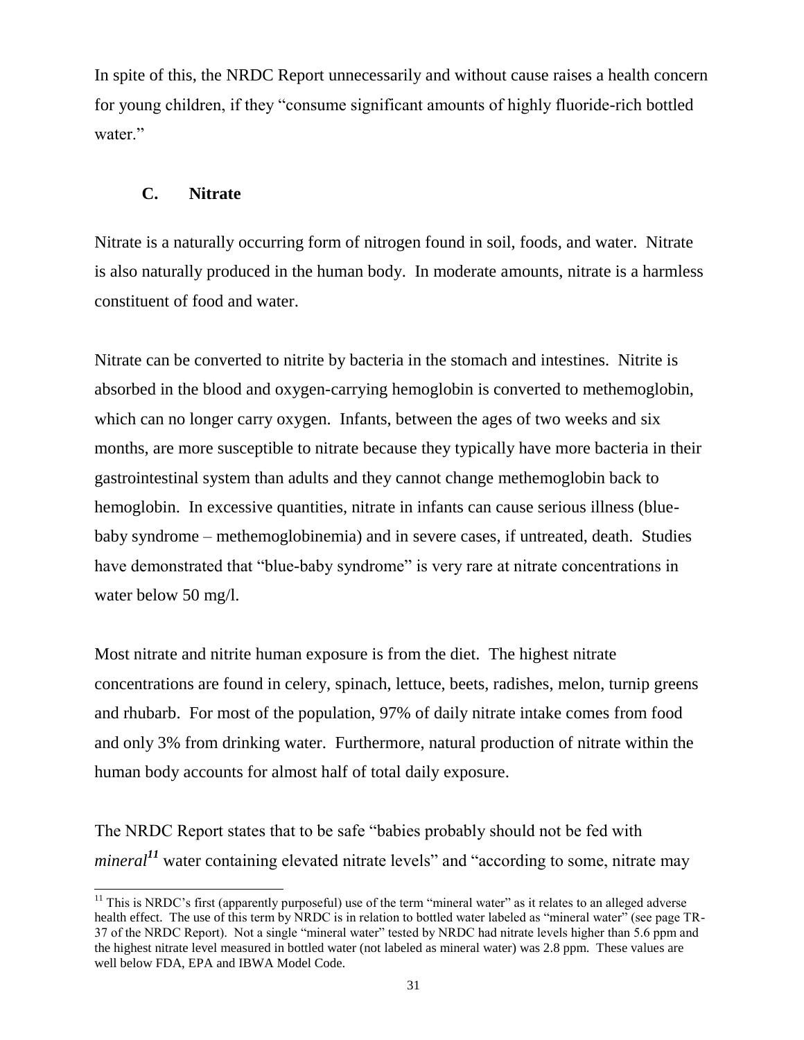In spite of this, the NRDC Report unnecessarily and without cause raises a health concern for young children, if they "consume significant amounts of highly fluoride-rich bottled water."

### C. Nitrate

Nitrate is a naturally occurring form of nitrogen found in soil, foods, and water. Nitrate is also naturally produced in the human body. In moderate amounts, nitrate is a harmless constituent of food and water.

Nitrate can be converted to nitrite by bacteria in the stomach and intestines. Nitrite is absorbed in the blood and oxygen-carrying hemoglobin is converted to methemoglobin, which can no longer carry oxygen. Infants, between the ages of two weeks and six months, are more susceptible to nitrate because they typically have more bacteria in their gastrointestinal system than adults and they cannot change methemoglobin back to hemoglobin. In excessive quantities, nitrate in infants can cause serious illness (blue-baby syndrome – methemoglobinemia) and in severe cases, if untreated, death. Studies have demonstrated that "blue-baby syndrome" is very rare at nitrate concentrations in water below 50 mg/l.

Most nitrate and nitrite human exposure is from the diet. The highest nitrate concentrations are found in celery, spinach, lettuce, beets, radishes, melon, turnip greens and rhubarb. For most of the population, 97% of daily nitrate intake comes from food and only 3% from drinking water. Furthermore, natural production of nitrate within the human body accounts for almost half of total daily exposure.

The NRDC Report states that to be safe "babies probably should not be fed with ***mineral***[11] water containing elevated nitrate levels" and "according to some, nitrate may

---

[11] This is NRDC's first (apparently purposeful) use of the term "mineral water" as it relates to an alleged adverse health effect. The use of this term by NRDC is in relation to bottled water labeled as "mineral water" (see page TR-37 of the NRDC Report). Not a single "mineral water" tested by NRDC had nitrate levels higher than 5.6 ppm and the highest nitrate level measured in bottled water (not labeled as mineral water) was 2.8 ppm. These values are well below FDA, EPA and IBWA Model Code.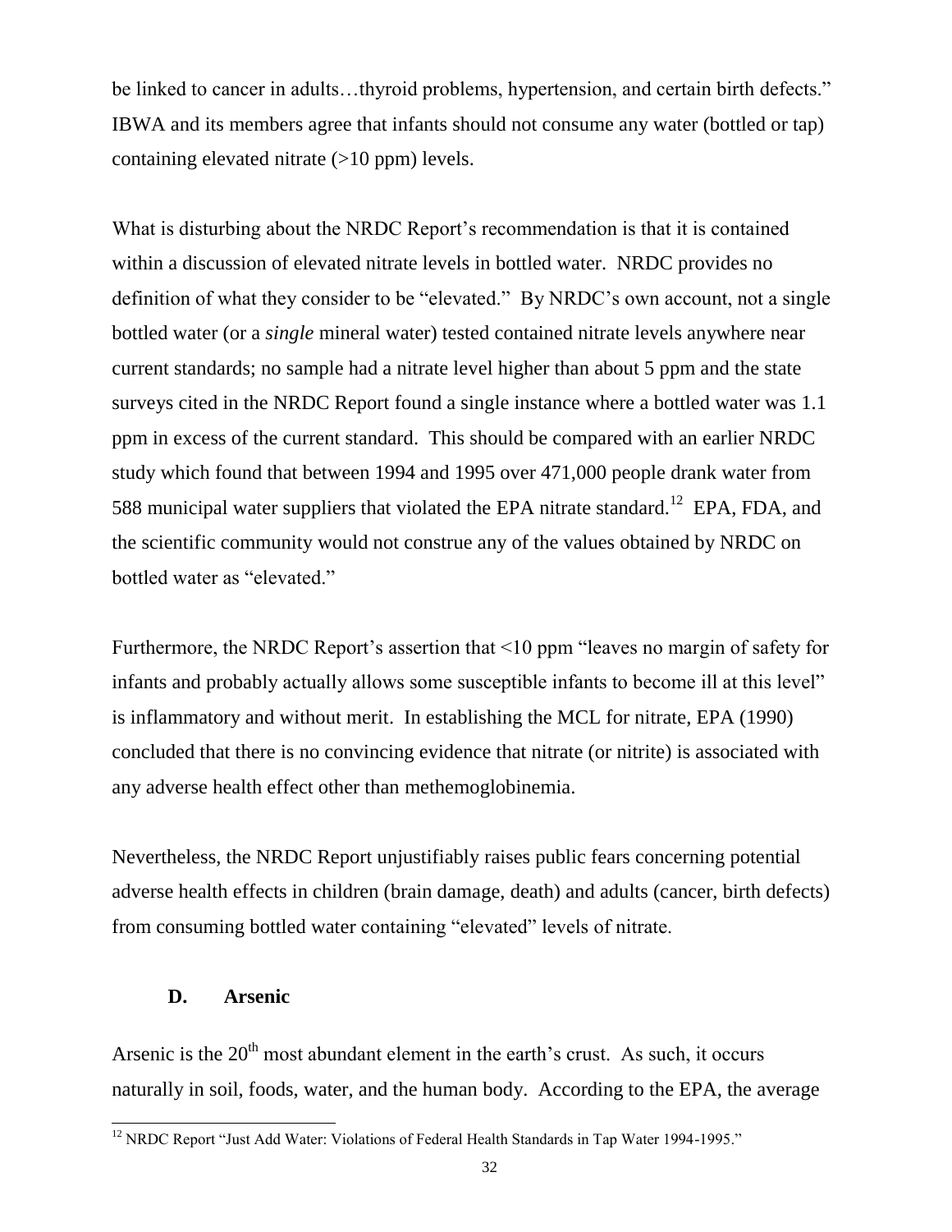be linked to cancer in adults…thyroid problems, hypertension, and certain birth defects." IBWA and its members agree that infants should not consume any water (bottled or tap) containing elevated nitrate (>10 ppm) levels.

What is disturbing about the NRDC Report's recommendation is that it is contained within a discussion of elevated nitrate levels in bottled water. NRDC provides no definition of what they consider to be "elevated." By NRDC's own account, not a single bottled water (or a *single* mineral water) tested contained nitrate levels anywhere near current standards; no sample had a nitrate level higher than about 5 ppm and the state surveys cited in the NRDC Report found a single instance where a bottled water was 1.1 ppm in excess of the current standard. This should be compared with an earlier NRDC study which found that between 1994 and 1995 over 471,000 people drank water from 588 municipal water suppliers that violated the EPA nitrate standard.[12] EPA, FDA, and the scientific community would not construe any of the values obtained by NRDC on bottled water as "elevated."

Furthermore, the NRDC Report's assertion that <10 ppm "leaves no margin of safety for infants and probably actually allows some susceptible infants to become ill at this level" is inflammatory and without merit. In establishing the MCL for nitrate, EPA (1990) concluded that there is no convincing evidence that nitrate (or nitrite) is associated with any adverse health effect other than methemoglobinemia.

Nevertheless, the NRDC Report unjustifiably raises public fears concerning potential adverse health effects in children (brain damage, death) and adults (cancer, birth defects) from consuming bottled water containing "elevated" levels of nitrate.

### D. Arsenic

Arsenic is the 20$^{th}$ most abundant element in the earth's crust. As such, it occurs naturally in soil, foods, water, and the human body. According to the EPA, the average

[12] NRDC Report "Just Add Water: Violations of Federal Health Standards in Tap Water 1994-1995."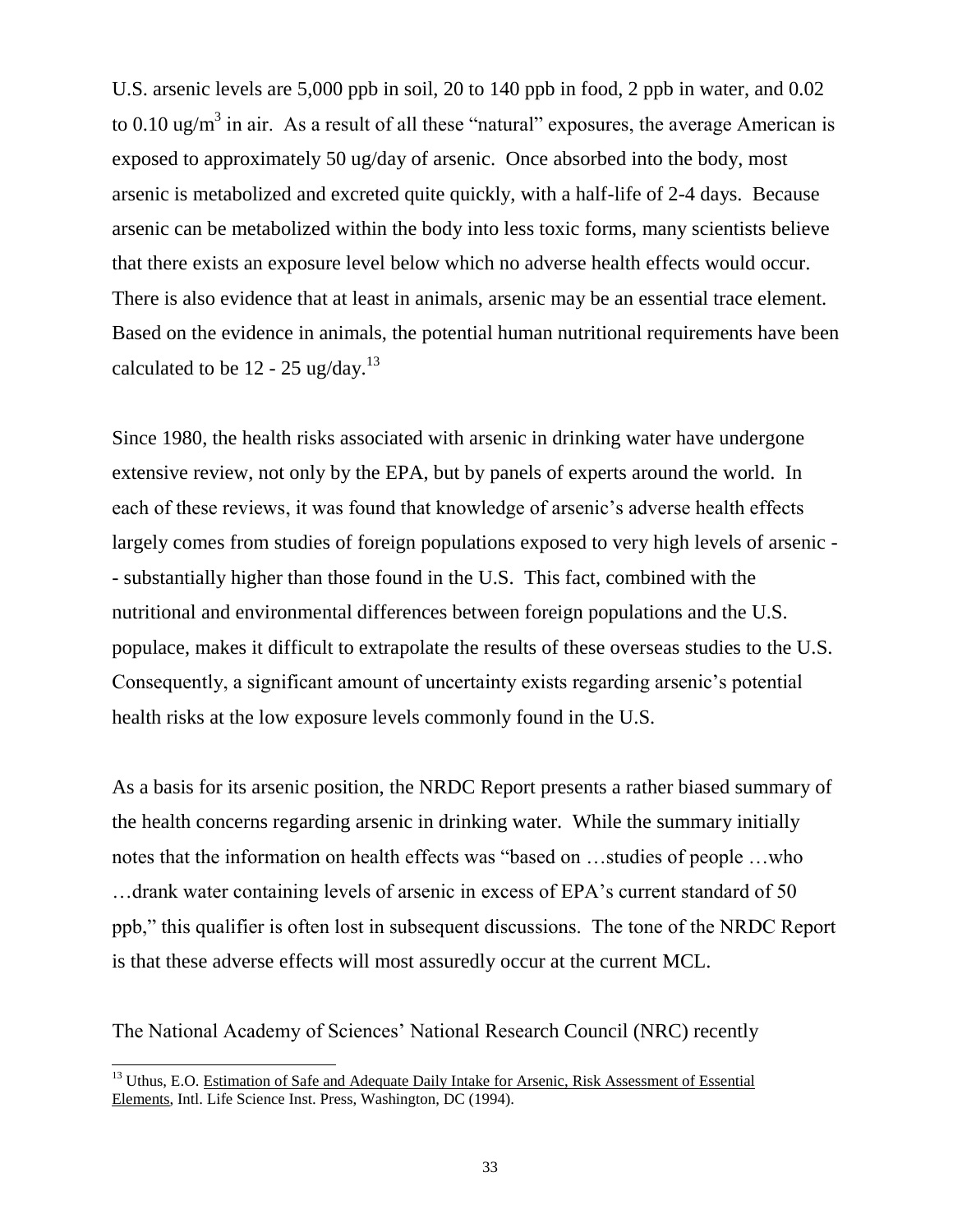U.S. arsenic levels are 5,000 ppb in soil, 20 to 140 ppb in food, 2 ppb in water, and 0.02 to 0.10 ug/$m^3$ in air. As a result of all these "natural" exposures, the average American is exposed to approximately 50 ug/day of arsenic. Once absorbed into the body, most arsenic is metabolized and excreted quite quickly, with a half-life of 2-4 days. Because arsenic can be metabolized within the body into less toxic forms, many scientists believe that there exists an exposure level below which no adverse health effects would occur. There is also evidence that at least in animals, arsenic may be an essential trace element. Based on the evidence in animals, the potential human nutritional requirements have been calculated to be 12 - 25 ug/day.[13]

Since 1980, the health risks associated with arsenic in drinking water have undergone extensive review, not only by the EPA, but by panels of experts around the world. In each of these reviews, it was found that knowledge of arsenic's adverse health effects largely comes from studies of foreign populations exposed to very high levels of arsenic -- substantially higher than those found in the U.S. This fact, combined with the nutritional and environmental differences between foreign populations and the U.S. populace, makes it difficult to extrapolate the results of these overseas studies to the U.S. Consequently, a significant amount of uncertainty exists regarding arsenic's potential health risks at the low exposure levels commonly found in the U.S.

As a basis for its arsenic position, the NRDC Report presents a rather biased summary of the health concerns regarding arsenic in drinking water. While the summary initially notes that the information on health effects was "based on …studies of people …who …drank water containing levels of arsenic in excess of EPA's current standard of 50 ppb," this qualifier is often lost in subsequent discussions. The tone of the NRDC Report is that these adverse effects will most assuredly occur at the current MCL.

The National Academy of Sciences' National Research Council (NRC) recently

---

[13] Uthus, E.O. Estimation of Safe and Adequate Daily Intake for Arsenic, Risk Assessment of Essential Elements, Intl. Life Science Inst. Press, Washington, DC (1994).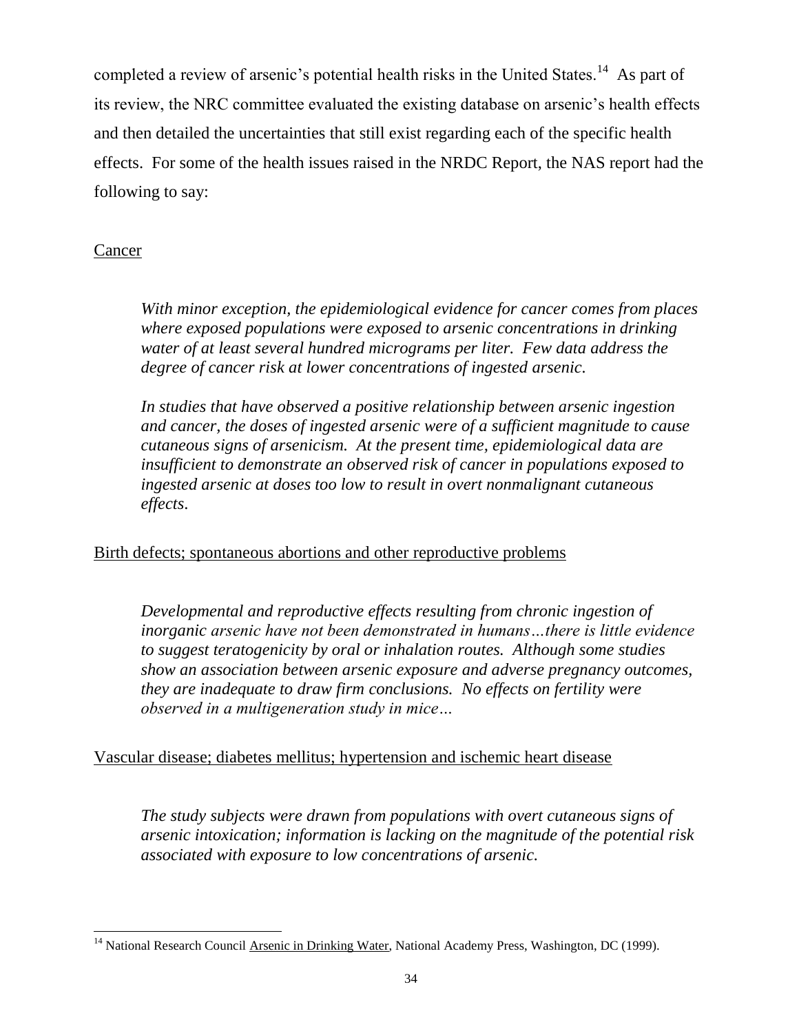completed a review of arsenic's potential health risks in the United States.[14] As part of its review, the NRC committee evaluated the existing database on arsenic's health effects and then detailed the uncertainties that still exist regarding each of the specific health effects. For some of the health issues raised in the NRDC Report, the NAS report had the following to say:

<u>Cancer</u>

> *With minor exception, the epidemiological evidence for cancer comes from places where exposed populations were exposed to arsenic concentrations in drinking water of at least several hundred micrograms per liter. Few data address the degree of cancer risk at lower concentrations of ingested arsenic.*
>
> *In studies that have observed a positive relationship between arsenic ingestion and cancer, the doses of ingested arsenic were of a sufficient magnitude to cause cutaneous signs of arsenicism. At the present time, epidemiological data are insufficient to demonstrate an observed risk of cancer in populations exposed to ingested arsenic at doses too low to result in overt nonmalignant cutaneous effects.*

<u>Birth defects; spontaneous abortions and other reproductive problems</u>

> *Developmental and reproductive effects resulting from chronic ingestion of inorganic arsenic have not been demonstrated in humans…there is little evidence to suggest teratogenicity by oral or inhalation routes. Although some studies show an association between arsenic exposure and adverse pregnancy outcomes, they are inadequate to draw firm conclusions. No effects on fertility were observed in a multigeneration study in mice…*

<u>Vascular disease; diabetes mellitus; hypertension and ischemic heart disease</u>

> *The study subjects were drawn from populations with overt cutaneous signs of arsenic intoxication; information is lacking on the magnitude of the potential risk associated with exposure to low concentrations of arsenic.*

---

[14] National Research Council <u>Arsenic in Drinking Water</u>, National Academy Press, Washington, DC (1999).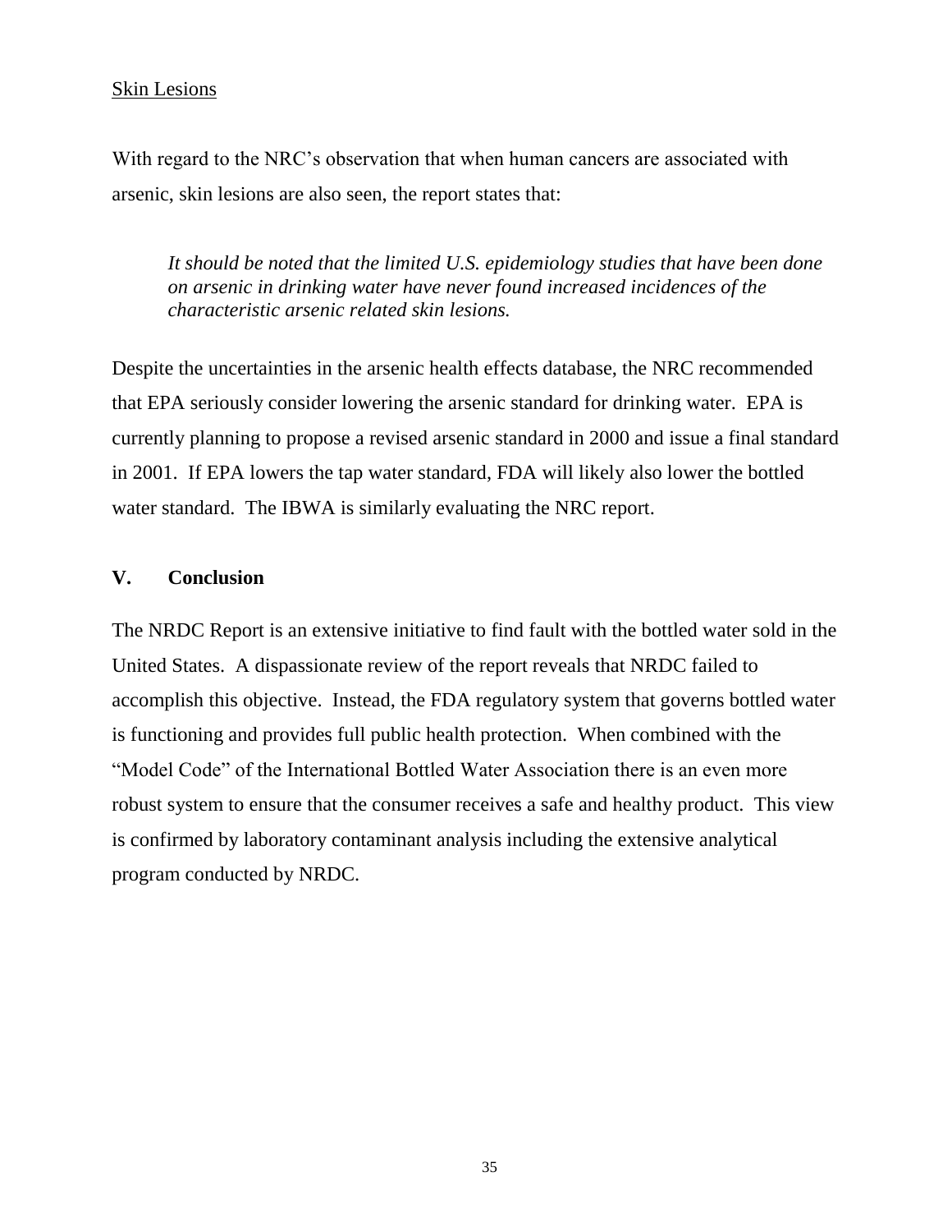Skin Lesions

With regard to the NRC's observation that when human cancers are associated with arsenic, skin lesions are also seen, the report states that:

> *It should be noted that the limited U.S. epidemiology studies that have been done on arsenic in drinking water have never found increased incidences of the characteristic arsenic related skin lesions.*

Despite the uncertainties in the arsenic health effects database, the NRC recommended that EPA seriously consider lowering the arsenic standard for drinking water. EPA is currently planning to propose a revised arsenic standard in 2000 and issue a final standard in 2001. If EPA lowers the tap water standard, FDA will likely also lower the bottled water standard. The IBWA is similarly evaluating the NRC report.

## V. Conclusion

The NRDC Report is an extensive initiative to find fault with the bottled water sold in the United States. A dispassionate review of the report reveals that NRDC failed to accomplish this objective. Instead, the FDA regulatory system that governs bottled water is functioning and provides full public health protection. When combined with the "Model Code" of the International Bottled Water Association there is an even more robust system to ensure that the consumer receives a safe and healthy product. This view is confirmed by laboratory contaminant analysis including the extensive analytical program conducted by NRDC.